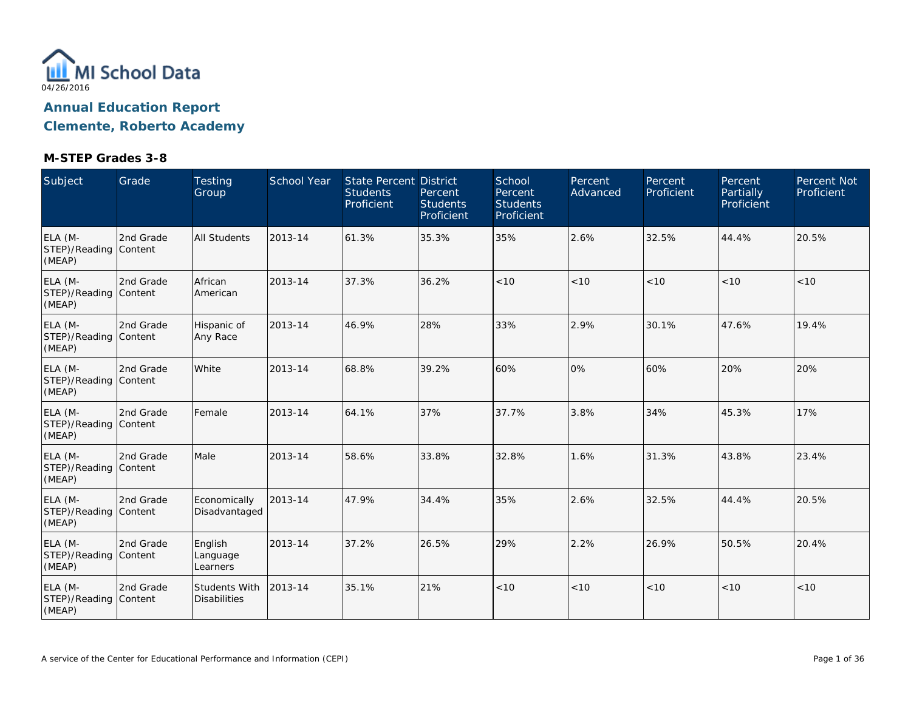MI School Data

04/26/2016

## Annual Education Report

## Clemente, Roberto Academy

### M-STEP Grades 3-8

| Subject | Grade | Testing Group | School Year | State Percent Students Proficient | District Percent Students Proficient | School Percent Students Proficient | Percent Advanced | Percent Proficient | Percent Partially Proficient | Percent Not Proficient |
|---|---|---|---|---|---|---|---|---|---|---|
| ELA (M-STEP)/Reading (MEAP) | 2nd Grade Content | All Students | 2013-14 | 61.3% | 35.3% | 35% | 2.6% | 32.5% | 44.4% | 20.5% |
| ELA (M-STEP)/Reading (MEAP) | 2nd Grade Content | African American | 2013-14 | 37.3% | 36.2% | <10 | <10 | <10 | <10 | <10 |
| ELA (M-STEP)/Reading (MEAP) | 2nd Grade Content | Hispanic of Any Race | 2013-14 | 46.9% | 28% | 33% | 2.9% | 30.1% | 47.6% | 19.4% |
| ELA (M-STEP)/Reading (MEAP) | 2nd Grade Content | White | 2013-14 | 68.8% | 39.2% | 60% | 0% | 60% | 20% | 20% |
| ELA (M-STEP)/Reading (MEAP) | 2nd Grade Content | Female | 2013-14 | 64.1% | 37% | 37.7% | 3.8% | 34% | 45.3% | 17% |
| ELA (M-STEP)/Reading (MEAP) | 2nd Grade Content | Male | 2013-14 | 58.6% | 33.8% | 32.8% | 1.6% | 31.3% | 43.8% | 23.4% |
| ELA (M-STEP)/Reading (MEAP) | 2nd Grade Content | Economically Disadvantaged | 2013-14 | 47.9% | 34.4% | 35% | 2.6% | 32.5% | 44.4% | 20.5% |
| ELA (M-STEP)/Reading (MEAP) | 2nd Grade Content | English Language Learners | 2013-14 | 37.2% | 26.5% | 29% | 2.2% | 26.9% | 50.5% | 20.4% |
| ELA (M-STEP)/Reading (MEAP) | 2nd Grade Content | Students With Disabilities | 2013-14 | 35.1% | 21% | <10 | <10 | <10 | <10 | <10 |

A service of the Center for Educational Performance and Information (CEPI)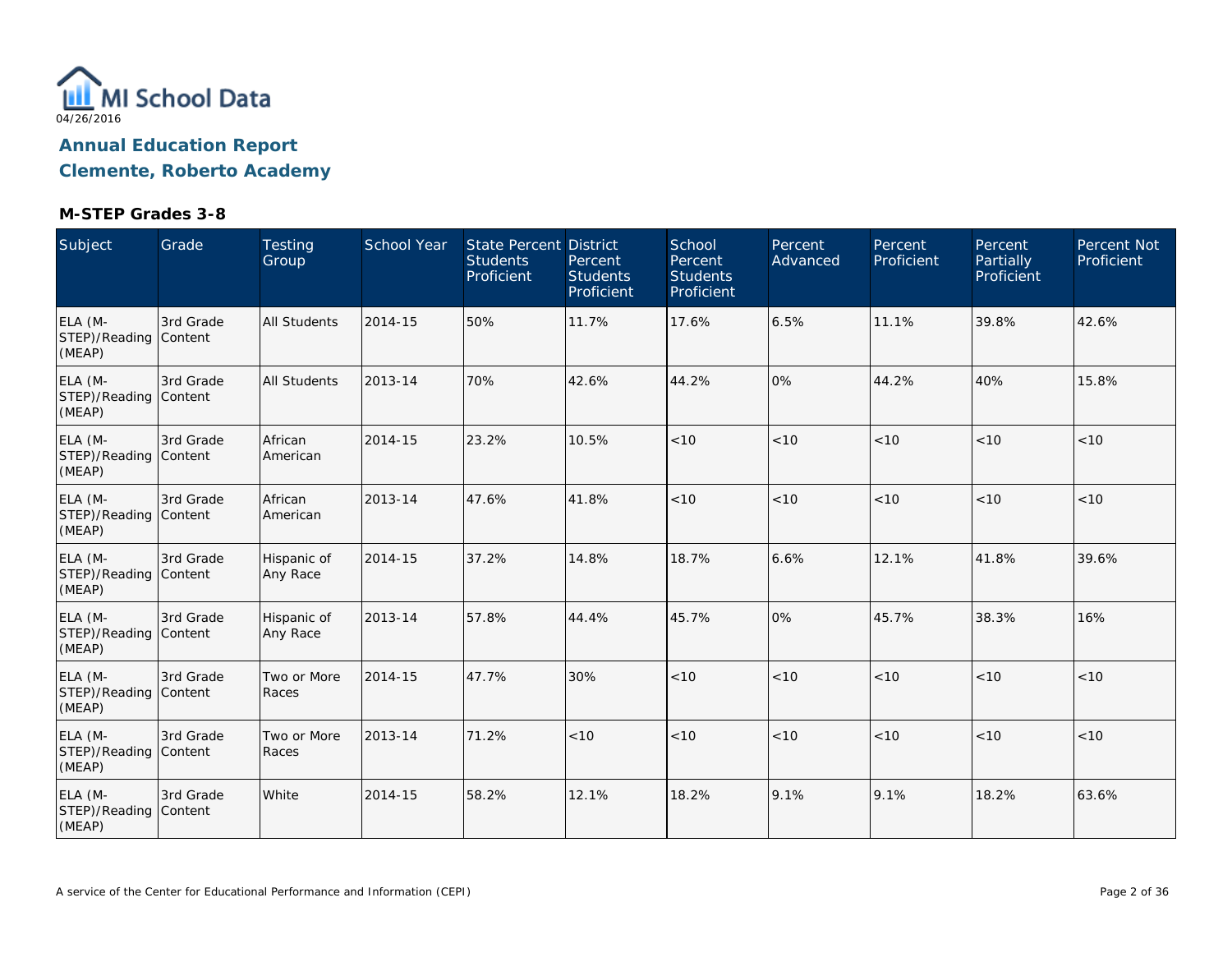MI School Data

04/26/2016

## Annual Education Report

## Clemente, Roberto Academy

### M-STEP Grades 3-8

| Subject | Grade | Testing Group | School Year | State Percent Students Proficient | District Percent Students Proficient | School Percent Students Proficient | Percent Advanced | Percent Proficient | Percent Partially Proficient | Percent Not Proficient |
|---|---|---|---|---|---|---|---|---|---|---|
| ELA (M-STEP)/Reading (MEAP) | 3rd Grade Content | All Students | 2014-15 | 50% | 11.7% | 17.6% | 6.5% | 11.1% | 39.8% | 42.6% |
| ELA (M-STEP)/Reading (MEAP) | 3rd Grade Content | All Students | 2013-14 | 70% | 42.6% | 44.2% | 0% | 44.2% | 40% | 15.8% |
| ELA (M-STEP)/Reading (MEAP) | 3rd Grade Content | African American | 2014-15 | 23.2% | 10.5% | <10 | <10 | <10 | <10 | <10 |
| ELA (M-STEP)/Reading (MEAP) | 3rd Grade Content | African American | 2013-14 | 47.6% | 41.8% | <10 | <10 | <10 | <10 | <10 |
| ELA (M-STEP)/Reading (MEAP) | 3rd Grade Content | Hispanic of Any Race | 2014-15 | 37.2% | 14.8% | 18.7% | 6.6% | 12.1% | 41.8% | 39.6% |
| ELA (M-STEP)/Reading (MEAP) | 3rd Grade Content | Hispanic of Any Race | 2013-14 | 57.8% | 44.4% | 45.7% | 0% | 45.7% | 38.3% | 16% |
| ELA (M-STEP)/Reading (MEAP) | 3rd Grade Content | Two or More Races | 2014-15 | 47.7% | 30% | <10 | <10 | <10 | <10 | <10 |
| ELA (M-STEP)/Reading (MEAP) | 3rd Grade Content | Two or More Races | 2013-14 | 71.2% | <10 | <10 | <10 | <10 | <10 | <10 |
| ELA (M-STEP)/Reading (MEAP) | 3rd Grade Content | White | 2014-15 | 58.2% | 12.1% | 18.2% | 9.1% | 9.1% | 18.2% | 63.6% |

A service of the Center for Educational Performance and Information (CEPI)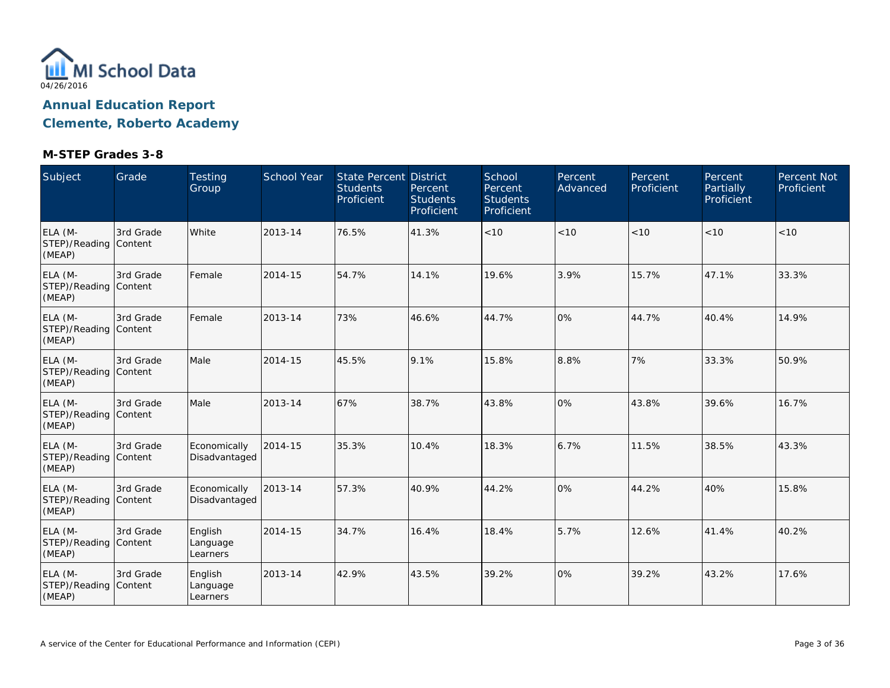MI School Data

04/26/2016

## Annual Education Report
## Clemente, Roberto Academy

### M-STEP Grades 3-8

| Subject | Grade | Testing Group | School Year | State Percent Students Proficient | District Percent Students Proficient | School Percent Students Proficient | Percent Advanced | Percent Proficient | Percent Partially Proficient | Percent Not Proficient |
|---|---|---|---|---|---|---|---|---|---|---|
| ELA (M-STEP)/Reading (MEAP) | 3rd Grade Content | White | 2013-14 | 76.5% | 41.3% | <10 | <10 | <10 | <10 | <10 |
| ELA (M-STEP)/Reading (MEAP) | 3rd Grade Content | Female | 2014-15 | 54.7% | 14.1% | 19.6% | 3.9% | 15.7% | 47.1% | 33.3% |
| ELA (M-STEP)/Reading (MEAP) | 3rd Grade Content | Female | 2013-14 | 73% | 46.6% | 44.7% | 0% | 44.7% | 40.4% | 14.9% |
| ELA (M-STEP)/Reading (MEAP) | 3rd Grade Content | Male | 2014-15 | 45.5% | 9.1% | 15.8% | 8.8% | 7% | 33.3% | 50.9% |
| ELA (M-STEP)/Reading (MEAP) | 3rd Grade Content | Male | 2013-14 | 67% | 38.7% | 43.8% | 0% | 43.8% | 39.6% | 16.7% |
| ELA (M-STEP)/Reading (MEAP) | 3rd Grade Content | Economically Disadvantaged | 2014-15 | 35.3% | 10.4% | 18.3% | 6.7% | 11.5% | 38.5% | 43.3% |
| ELA (M-STEP)/Reading (MEAP) | 3rd Grade Content | Economically Disadvantaged | 2013-14 | 57.3% | 40.9% | 44.2% | 0% | 44.2% | 40% | 15.8% |
| ELA (M-STEP)/Reading (MEAP) | 3rd Grade Content | English Language Learners | 2014-15 | 34.7% | 16.4% | 18.4% | 5.7% | 12.6% | 41.4% | 40.2% |
| ELA (M-STEP)/Reading (MEAP) | 3rd Grade Content | English Language Learners | 2013-14 | 42.9% | 43.5% | 39.2% | 0% | 39.2% | 43.2% | 17.6% |

A service of the Center for Educational Performance and Information (CEPI)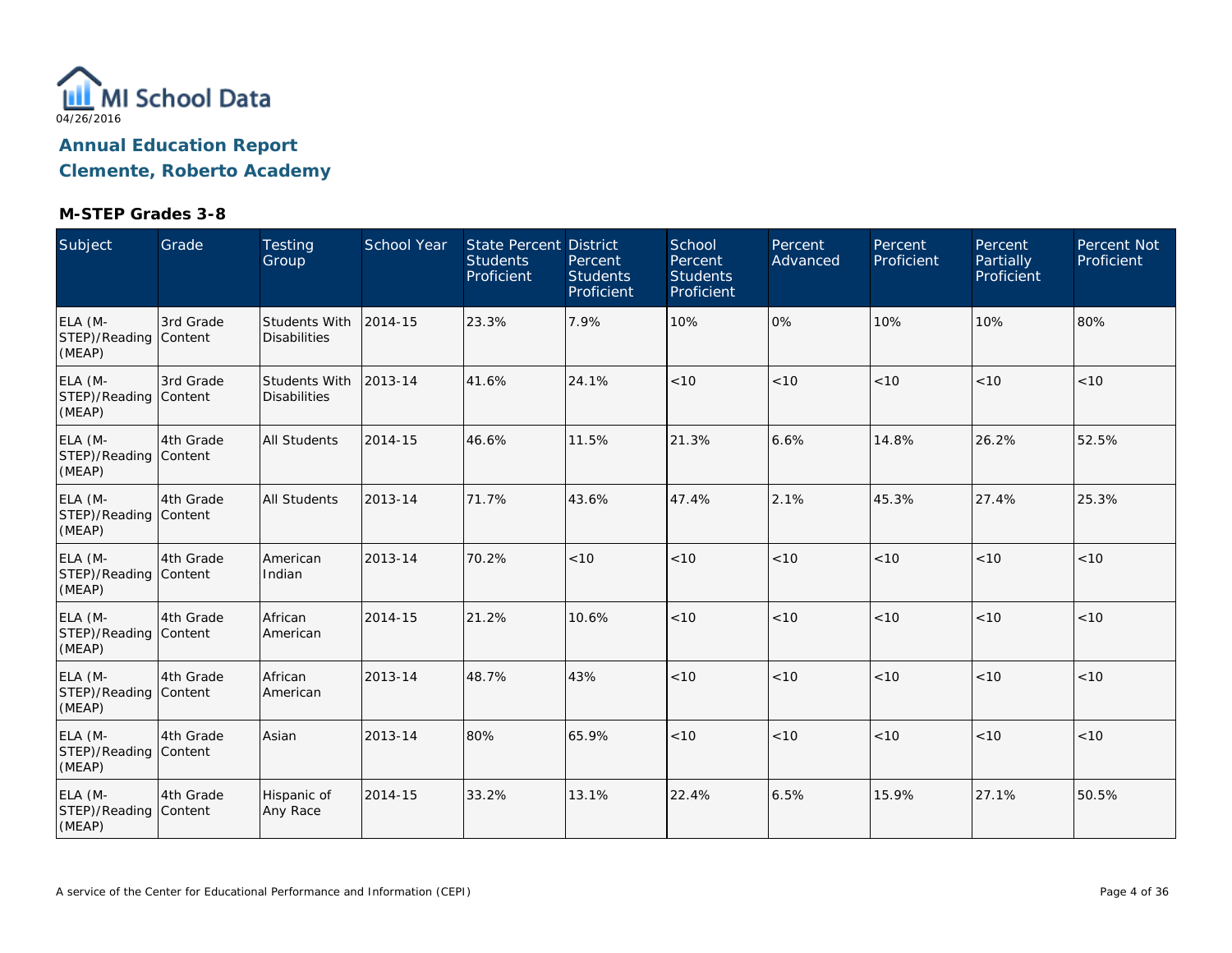MI School Data

04/26/2016

## Annual Education Report
## Clemente, Roberto Academy

### M-STEP Grades 3-8

| Subject | Grade | Testing Group | School Year | State Percent Students Proficient | District Percent Students Proficient | School Percent Students Proficient | Percent Advanced | Percent Proficient | Percent Partially Proficient | Percent Not Proficient |
|---|---|---|---|---|---|---|---|---|---|---|
| ELA (M-STEP)/Reading (MEAP) | 3rd Grade Content | Students With Disabilities | 2014-15 | 23.3% | 7.9% | 10% | 0% | 10% | 10% | 80% |
| ELA (M-STEP)/Reading (MEAP) | 3rd Grade Content | Students With Disabilities | 2013-14 | 41.6% | 24.1% | <10 | <10 | <10 | <10 | <10 |
| ELA (M-STEP)/Reading (MEAP) | 4th Grade Content | All Students | 2014-15 | 46.6% | 11.5% | 21.3% | 6.6% | 14.8% | 26.2% | 52.5% |
| ELA (M-STEP)/Reading (MEAP) | 4th Grade Content | All Students | 2013-14 | 71.7% | 43.6% | 47.4% | 2.1% | 45.3% | 27.4% | 25.3% |
| ELA (M-STEP)/Reading (MEAP) | 4th Grade Content | American Indian | 2013-14 | 70.2% | <10 | <10 | <10 | <10 | <10 | <10 |
| ELA (M-STEP)/Reading (MEAP) | 4th Grade Content | African American | 2014-15 | 21.2% | 10.6% | <10 | <10 | <10 | <10 | <10 |
| ELA (M-STEP)/Reading (MEAP) | 4th Grade Content | African American | 2013-14 | 48.7% | 43% | <10 | <10 | <10 | <10 | <10 |
| ELA (M-STEP)/Reading (MEAP) | 4th Grade Content | Asian | 2013-14 | 80% | 65.9% | <10 | <10 | <10 | <10 | <10 |
| ELA (M-STEP)/Reading (MEAP) | 4th Grade Content | Hispanic of Any Race | 2014-15 | 33.2% | 13.1% | 22.4% | 6.5% | 15.9% | 27.1% | 50.5% |

A service of the Center for Educational Performance and Information (CEPI)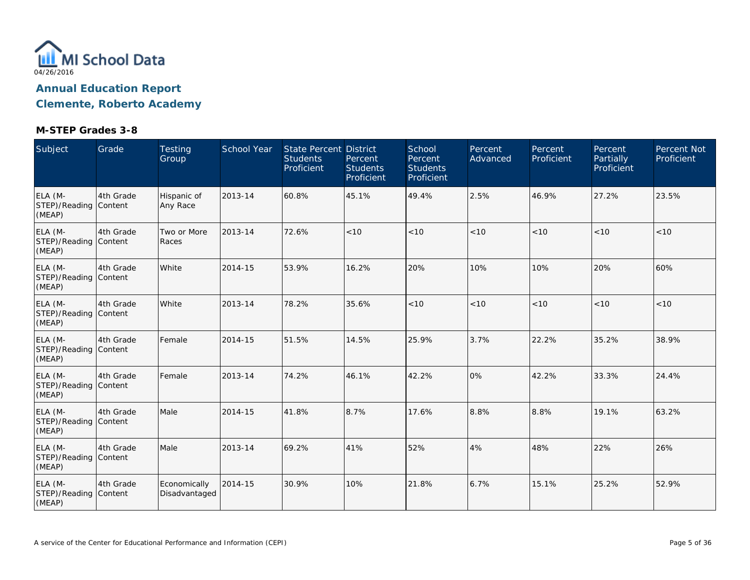MI School Data

04/26/2016

## Annual Education Report

## Clemente, Roberto Academy

### M-STEP Grades 3-8

| Subject | Grade | Testing Group | School Year | State Percent Students Proficient | District Percent Students Proficient | School Percent Students Proficient | Percent Advanced | Percent Proficient | Percent Partially Proficient | Percent Not Proficient |
|---|---|---|---|---|---|---|---|---|---|---|
| ELA (M-STEP)/Reading (MEAP) | 4th Grade Content | Hispanic of Any Race | 2013-14 | 60.8% | 45.1% | 49.4% | 2.5% | 46.9% | 27.2% | 23.5% |
| ELA (M-STEP)/Reading (MEAP) | 4th Grade Content | Two or More Races | 2013-14 | 72.6% | <10 | <10 | <10 | <10 | <10 | <10 |
| ELA (M-STEP)/Reading (MEAP) | 4th Grade Content | White | 2014-15 | 53.9% | 16.2% | 20% | 10% | 10% | 20% | 60% |
| ELA (M-STEP)/Reading (MEAP) | 4th Grade Content | White | 2013-14 | 78.2% | 35.6% | <10 | <10 | <10 | <10 | <10 |
| ELA (M-STEP)/Reading (MEAP) | 4th Grade Content | Female | 2014-15 | 51.5% | 14.5% | 25.9% | 3.7% | 22.2% | 35.2% | 38.9% |
| ELA (M-STEP)/Reading (MEAP) | 4th Grade Content | Female | 2013-14 | 74.2% | 46.1% | 42.2% | 0% | 42.2% | 33.3% | 24.4% |
| ELA (M-STEP)/Reading (MEAP) | 4th Grade Content | Male | 2014-15 | 41.8% | 8.7% | 17.6% | 8.8% | 8.8% | 19.1% | 63.2% |
| ELA (M-STEP)/Reading (MEAP) | 4th Grade Content | Male | 2013-14 | 69.2% | 41% | 52% | 4% | 48% | 22% | 26% |
| ELA (M-STEP)/Reading (MEAP) | 4th Grade Content | Economically Disadvantaged | 2014-15 | 30.9% | 10% | 21.8% | 6.7% | 15.1% | 25.2% | 52.9% |

A service of the Center for Educational Performance and Information (CEPI)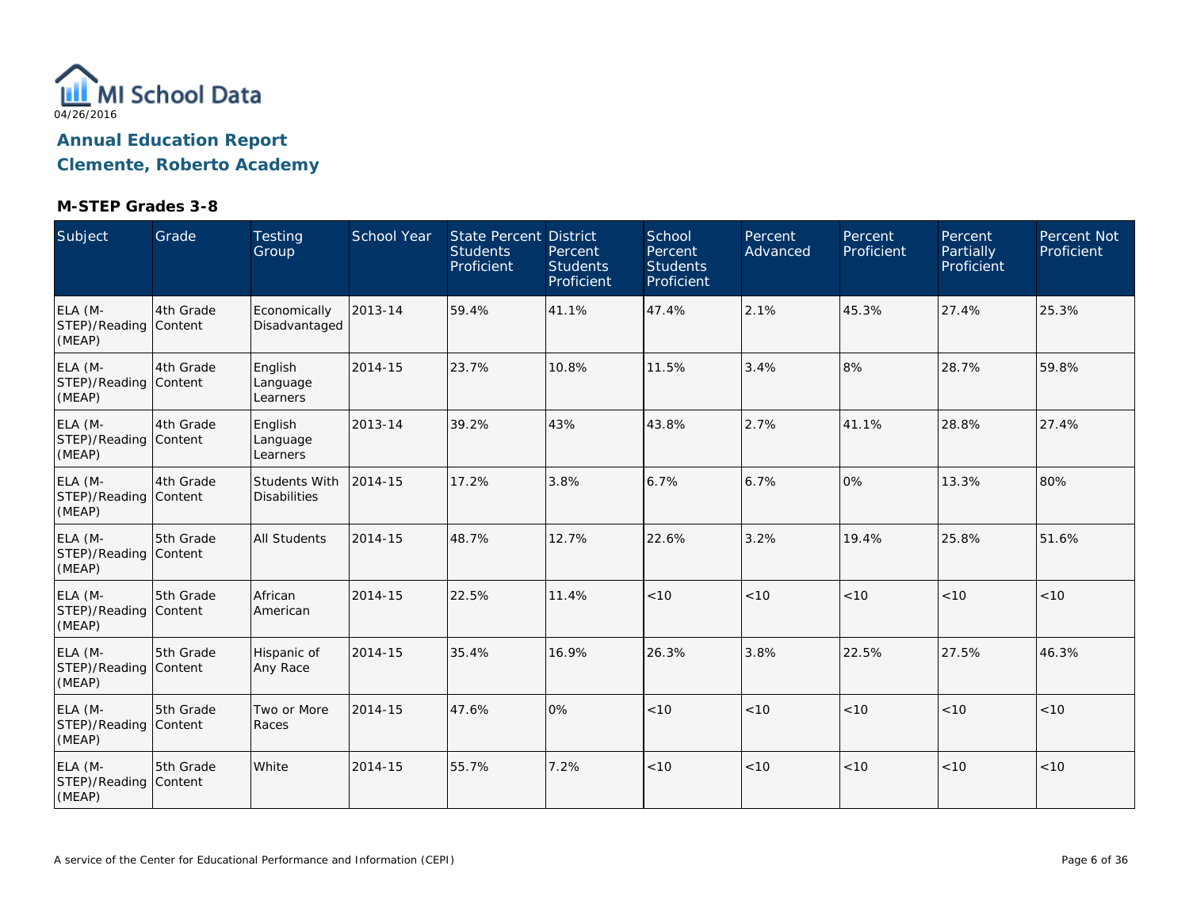MI School Data

04/26/2016

## Annual Education Report

## Clemente, Roberto Academy

### M-STEP Grades 3-8

| Subject | Grade | Testing Group | School Year | State Percent Students Proficient | District Percent Students Proficient | School Percent Students Proficient | Percent Advanced | Percent Proficient | Percent Partially Proficient | Percent Not Proficient |
|---|---|---|---|---|---|---|---|---|---|---|
| ELA (M-STEP)/Reading (MEAP) | 4th Grade Content | Economically Disadvantaged | 2013-14 | 59.4% | 41.1% | 47.4% | 2.1% | 45.3% | 27.4% | 25.3% |
| ELA (M-STEP)/Reading (MEAP) | 4th Grade Content | English Language Learners | 2014-15 | 23.7% | 10.8% | 11.5% | 3.4% | 8% | 28.7% | 59.8% |
| ELA (M-STEP)/Reading (MEAP) | 4th Grade Content | English Language Learners | 2013-14 | 39.2% | 43% | 43.8% | 2.7% | 41.1% | 28.8% | 27.4% |
| ELA (M-STEP)/Reading (MEAP) | 4th Grade Content | Students With Disabilities | 2014-15 | 17.2% | 3.8% | 6.7% | 6.7% | 0% | 13.3% | 80% |
| ELA (M-STEP)/Reading (MEAP) | 5th Grade Content | All Students | 2014-15 | 48.7% | 12.7% | 22.6% | 3.2% | 19.4% | 25.8% | 51.6% |
| ELA (M-STEP)/Reading (MEAP) | 5th Grade Content | African American | 2014-15 | 22.5% | 11.4% | <10 | <10 | <10 | <10 | <10 |
| ELA (M-STEP)/Reading (MEAP) | 5th Grade Content | Hispanic of Any Race | 2014-15 | 35.4% | 16.9% | 26.3% | 3.8% | 22.5% | 27.5% | 46.3% |
| ELA (M-STEP)/Reading (MEAP) | 5th Grade Content | Two or More Races | 2014-15 | 47.6% | 0% | <10 | <10 | <10 | <10 | <10 |
| ELA (M-STEP)/Reading (MEAP) | 5th Grade Content | White | 2014-15 | 55.7% | 7.2% | <10 | <10 | <10 | <10 | <10 |

A service of the Center for Educational Performance and Information (CEPI)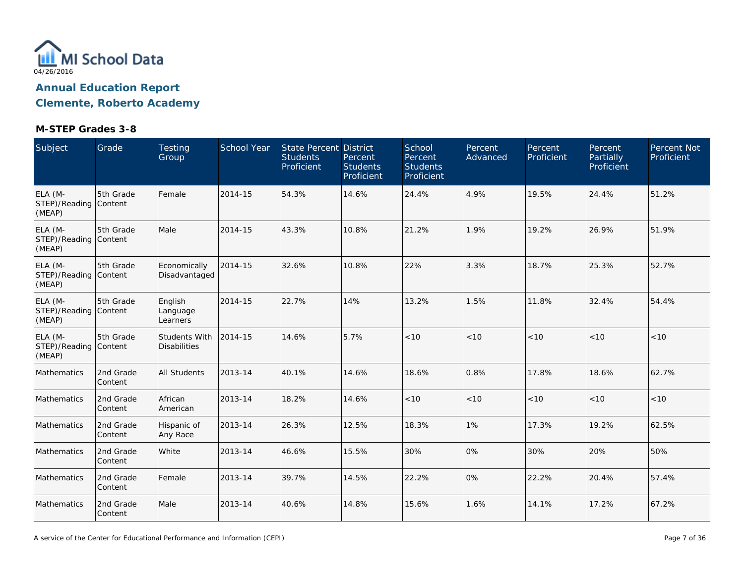MI School Data
04/26/2016

**Annual Education Report**
**Clemente, Roberto Academy**

### M-STEP Grades 3-8

| Subject | Grade | Testing Group | School Year | State Percent Students Proficient | District Percent Students Proficient | School Percent Students Proficient | Percent Advanced | Percent Proficient | Percent Partially Proficient | Percent Not Proficient |
|---|---|---|---|---|---|---|---|---|---|---|
| ELA (M-STEP)/Reading (MEAP) | 5th Grade Content | Female | 2014-15 | 54.3% | 14.6% | 24.4% | 4.9% | 19.5% | 24.4% | 51.2% |
| ELA (M-STEP)/Reading (MEAP) | 5th Grade Content | Male | 2014-15 | 43.3% | 10.8% | 21.2% | 1.9% | 19.2% | 26.9% | 51.9% |
| ELA (M-STEP)/Reading (MEAP) | 5th Grade Content | Economically Disadvantaged | 2014-15 | 32.6% | 10.8% | 22% | 3.3% | 18.7% | 25.3% | 52.7% |
| ELA (M-STEP)/Reading (MEAP) | 5th Grade Content | English Language Learners | 2014-15 | 22.7% | 14% | 13.2% | 1.5% | 11.8% | 32.4% | 54.4% |
| ELA (M-STEP)/Reading (MEAP) | 5th Grade Content | Students With Disabilities | 2014-15 | 14.6% | 5.7% | <10 | <10 | <10 | <10 | <10 |
| Mathematics | 2nd Grade Content | All Students | 2013-14 | 40.1% | 14.6% | 18.6% | 0.8% | 17.8% | 18.6% | 62.7% |
| Mathematics | 2nd Grade Content | African American | 2013-14 | 18.2% | 14.6% | <10 | <10 | <10 | <10 | <10 |
| Mathematics | 2nd Grade Content | Hispanic of Any Race | 2013-14 | 26.3% | 12.5% | 18.3% | 1% | 17.3% | 19.2% | 62.5% |
| Mathematics | 2nd Grade Content | White | 2013-14 | 46.6% | 15.5% | 30% | 0% | 30% | 20% | 50% |
| Mathematics | 2nd Grade Content | Female | 2013-14 | 39.7% | 14.5% | 22.2% | 0% | 22.2% | 20.4% | 57.4% |
| Mathematics | 2nd Grade Content | Male | 2013-14 | 40.6% | 14.8% | 15.6% | 1.6% | 14.1% | 17.2% | 67.2% |

A service of the Center for Educational Performance and Information (CEPI)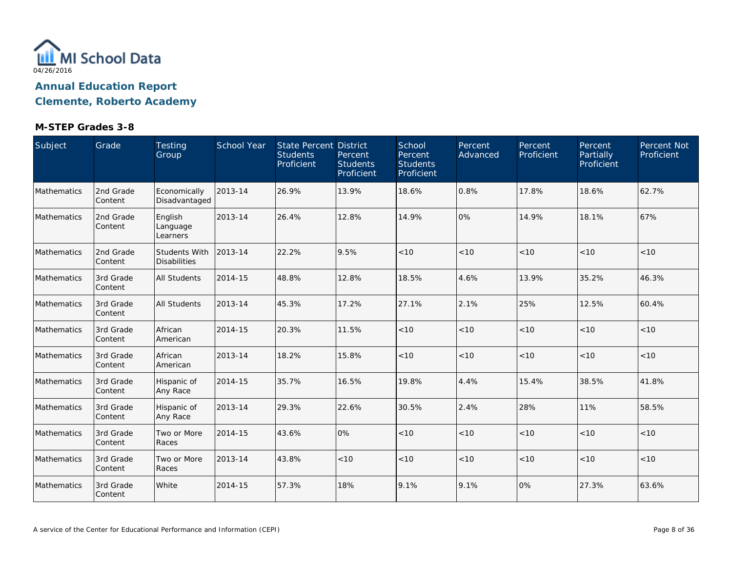MI School Data
04/26/2016

# Annual Education Report

## Clemente, Roberto Academy

### M-STEP Grades 3-8

| Subject | Grade | Testing Group | School Year | State Percent Students Proficient | District Percent Students Proficient | School Percent Students Proficient | Percent Advanced | Percent Proficient | Percent Partially Proficient | Percent Not Proficient |
|---|---|---|---|---|---|---|---|---|---|---|
| Mathematics | 2nd Grade Content | Economically Disadvantaged | 2013-14 | 26.9% | 13.9% | 18.6% | 0.8% | 17.8% | 18.6% | 62.7% |
| Mathematics | 2nd Grade Content | English Language Learners | 2013-14 | 26.4% | 12.8% | 14.9% | 0% | 14.9% | 18.1% | 67% |
| Mathematics | 2nd Grade Content | Students With Disabilities | 2013-14 | 22.2% | 9.5% | <10 | <10 | <10 | <10 | <10 |
| Mathematics | 3rd Grade Content | All Students | 2014-15 | 48.8% | 12.8% | 18.5% | 4.6% | 13.9% | 35.2% | 46.3% |
| Mathematics | 3rd Grade Content | All Students | 2013-14 | 45.3% | 17.2% | 27.1% | 2.1% | 25% | 12.5% | 60.4% |
| Mathematics | 3rd Grade Content | African American | 2014-15 | 20.3% | 11.5% | <10 | <10 | <10 | <10 | <10 |
| Mathematics | 3rd Grade Content | African American | 2013-14 | 18.2% | 15.8% | <10 | <10 | <10 | <10 | <10 |
| Mathematics | 3rd Grade Content | Hispanic of Any Race | 2014-15 | 35.7% | 16.5% | 19.8% | 4.4% | 15.4% | 38.5% | 41.8% |
| Mathematics | 3rd Grade Content | Hispanic of Any Race | 2013-14 | 29.3% | 22.6% | 30.5% | 2.4% | 28% | 11% | 58.5% |
| Mathematics | 3rd Grade Content | Two or More Races | 2014-15 | 43.6% | 0% | <10 | <10 | <10 | <10 | <10 |
| Mathematics | 3rd Grade Content | Two or More Races | 2013-14 | 43.8% | <10 | <10 | <10 | <10 | <10 | <10 |
| Mathematics | 3rd Grade Content | White | 2014-15 | 57.3% | 18% | 9.1% | 9.1% | 0% | 27.3% | 63.6% |

A service of the Center for Educational Performance and Information (CEPI)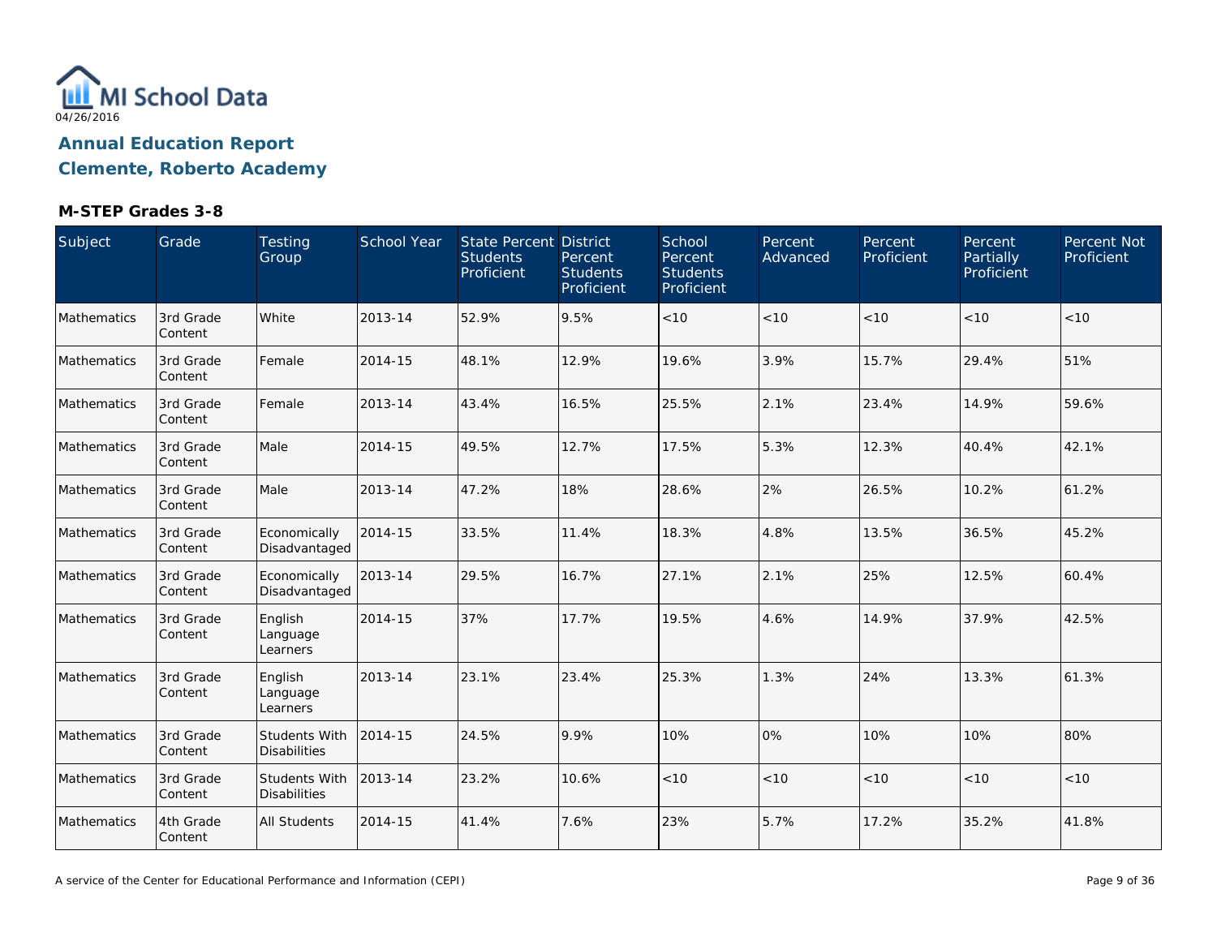MI School Data
04/26/2016

# Annual Education Report

## Clemente, Roberto Academy

### M-STEP Grades 3-8

| Subject | Grade | Testing Group | School Year | State Percent Students Proficient | District Percent Students Proficient | School Percent Students Proficient | Percent Advanced | Percent Proficient | Percent Partially Proficient | Percent Not Proficient |
|---|---|---|---|---|---|---|---|---|---|---|
| Mathematics | 3rd Grade Content | White | 2013-14 | 52.9% | 9.5% | <10 | <10 | <10 | <10 | <10 |
| Mathematics | 3rd Grade Content | Female | 2014-15 | 48.1% | 12.9% | 19.6% | 3.9% | 15.7% | 29.4% | 51% |
| Mathematics | 3rd Grade Content | Female | 2013-14 | 43.4% | 16.5% | 25.5% | 2.1% | 23.4% | 14.9% | 59.6% |
| Mathematics | 3rd Grade Content | Male | 2014-15 | 49.5% | 12.7% | 17.5% | 5.3% | 12.3% | 40.4% | 42.1% |
| Mathematics | 3rd Grade Content | Male | 2013-14 | 47.2% | 18% | 28.6% | 2% | 26.5% | 10.2% | 61.2% |
| Mathematics | 3rd Grade Content | Economically Disadvantaged | 2014-15 | 33.5% | 11.4% | 18.3% | 4.8% | 13.5% | 36.5% | 45.2% |
| Mathematics | 3rd Grade Content | Economically Disadvantaged | 2013-14 | 29.5% | 16.7% | 27.1% | 2.1% | 25% | 12.5% | 60.4% |
| Mathematics | 3rd Grade Content | English Language Learners | 2014-15 | 37% | 17.7% | 19.5% | 4.6% | 14.9% | 37.9% | 42.5% |
| Mathematics | 3rd Grade Content | English Language Learners | 2013-14 | 23.1% | 23.4% | 25.3% | 1.3% | 24% | 13.3% | 61.3% |
| Mathematics | 3rd Grade Content | Students With Disabilities | 2014-15 | 24.5% | 9.9% | 10% | 0% | 10% | 10% | 80% |
| Mathematics | 3rd Grade Content | Students With Disabilities | 2013-14 | 23.2% | 10.6% | <10 | <10 | <10 | <10 | <10 |
| Mathematics | 4th Grade Content | All Students | 2014-15 | 41.4% | 7.6% | 23% | 5.7% | 17.2% | 35.2% | 41.8% |

A service of the Center for Educational Performance and Information (CEPI)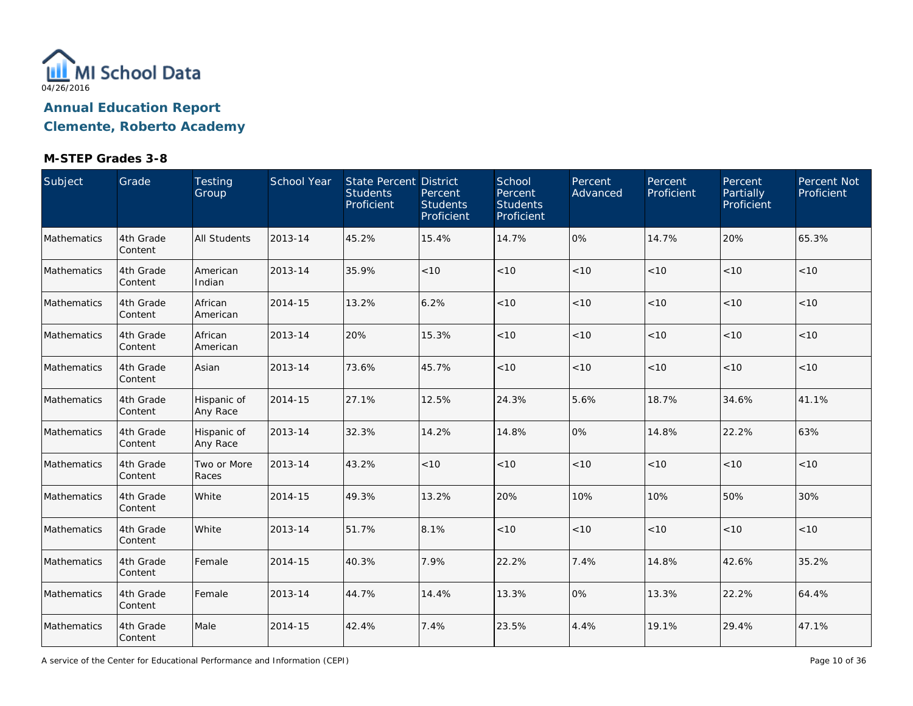MI School Data

04/26/2016

# Annual Education Report

# Clemente, Roberto Academy

### M-STEP Grades 3-8

| Subject | Grade | Testing Group | School Year | State Percent Students Proficient | District Percent Students Proficient | School Percent Students Proficient | Percent Advanced | Percent Proficient | Percent Partially Proficient | Percent Not Proficient |
|---|---|---|---|---|---|---|---|---|---|---|
| Mathematics | 4th Grade Content | All Students | 2013-14 | 45.2% | 15.4% | 14.7% | 0% | 14.7% | 20% | 65.3% |
| Mathematics | 4th Grade Content | American Indian | 2013-14 | 35.9% | <10 | <10 | <10 | <10 | <10 | <10 |
| Mathematics | 4th Grade Content | African American | 2014-15 | 13.2% | 6.2% | <10 | <10 | <10 | <10 | <10 |
| Mathematics | 4th Grade Content | African American | 2013-14 | 20% | 15.3% | <10 | <10 | <10 | <10 | <10 |
| Mathematics | 4th Grade Content | Asian | 2013-14 | 73.6% | 45.7% | <10 | <10 | <10 | <10 | <10 |
| Mathematics | 4th Grade Content | Hispanic of Any Race | 2014-15 | 27.1% | 12.5% | 24.3% | 5.6% | 18.7% | 34.6% | 41.1% |
| Mathematics | 4th Grade Content | Hispanic of Any Race | 2013-14 | 32.3% | 14.2% | 14.8% | 0% | 14.8% | 22.2% | 63% |
| Mathematics | 4th Grade Content | Two or More Races | 2013-14 | 43.2% | <10 | <10 | <10 | <10 | <10 | <10 |
| Mathematics | 4th Grade Content | White | 2014-15 | 49.3% | 13.2% | 20% | 10% | 10% | 50% | 30% |
| Mathematics | 4th Grade Content | White | 2013-14 | 51.7% | 8.1% | <10 | <10 | <10 | <10 | <10 |
| Mathematics | 4th Grade Content | Female | 2014-15 | 40.3% | 7.9% | 22.2% | 7.4% | 14.8% | 42.6% | 35.2% |
| Mathematics | 4th Grade Content | Female | 2013-14 | 44.7% | 14.4% | 13.3% | 0% | 13.3% | 22.2% | 64.4% |
| Mathematics | 4th Grade Content | Male | 2014-15 | 42.4% | 7.4% | 23.5% | 4.4% | 19.1% | 29.4% | 47.1% |

A service of the Center for Educational Performance and Information (CEPI)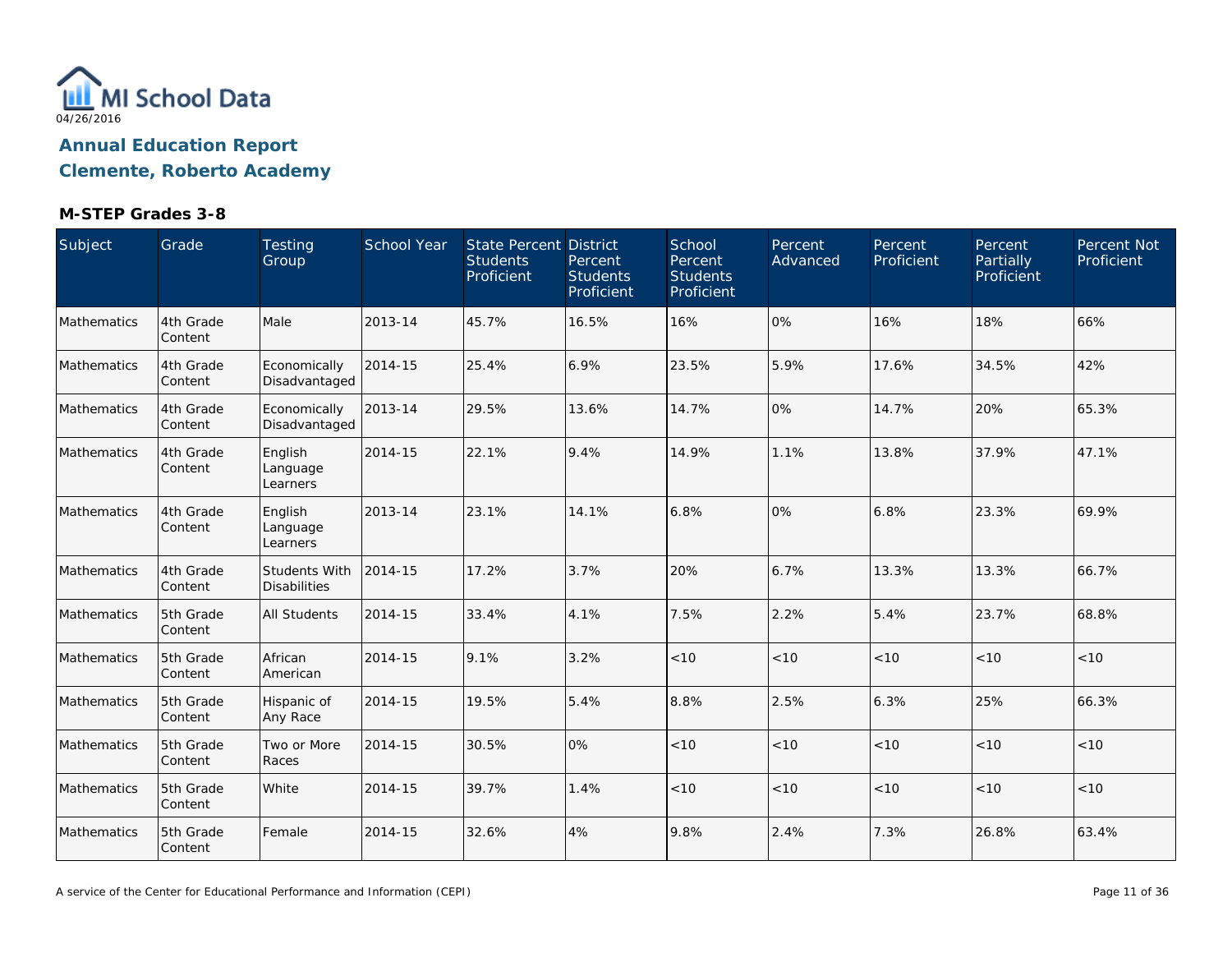MI School Data

04/26/2016

## Annual Education Report
## Clemente, Roberto Academy

### M-STEP Grades 3-8

| Subject | Grade | Testing Group | School Year | State Percent Students Proficient | District Percent Students Proficient | School Percent Students Proficient | Percent Advanced | Percent Proficient | Percent Partially Proficient | Percent Not Proficient |
|---|---|---|---|---|---|---|---|---|---|---|
| Mathematics | 4th Grade Content | Male | 2013-14 | 45.7% | 16.5% | 16% | 0% | 16% | 18% | 66% |
| Mathematics | 4th Grade Content | Economically Disadvantaged | 2014-15 | 25.4% | 6.9% | 23.5% | 5.9% | 17.6% | 34.5% | 42% |
| Mathematics | 4th Grade Content | Economically Disadvantaged | 2013-14 | 29.5% | 13.6% | 14.7% | 0% | 14.7% | 20% | 65.3% |
| Mathematics | 4th Grade Content | English Language Learners | 2014-15 | 22.1% | 9.4% | 14.9% | 1.1% | 13.8% | 37.9% | 47.1% |
| Mathematics | 4th Grade Content | English Language Learners | 2013-14 | 23.1% | 14.1% | 6.8% | 0% | 6.8% | 23.3% | 69.9% |
| Mathematics | 4th Grade Content | Students With Disabilities | 2014-15 | 17.2% | 3.7% | 20% | 6.7% | 13.3% | 13.3% | 66.7% |
| Mathematics | 5th Grade Content | All Students | 2014-15 | 33.4% | 4.1% | 7.5% | 2.2% | 5.4% | 23.7% | 68.8% |
| Mathematics | 5th Grade Content | African American | 2014-15 | 9.1% | 3.2% | <10 | <10 | <10 | <10 | <10 |
| Mathematics | 5th Grade Content | Hispanic of Any Race | 2014-15 | 19.5% | 5.4% | 8.8% | 2.5% | 6.3% | 25% | 66.3% |
| Mathematics | 5th Grade Content | Two or More Races | 2014-15 | 30.5% | 0% | <10 | <10 | <10 | <10 | <10 |
| Mathematics | 5th Grade Content | White | 2014-15 | 39.7% | 1.4% | <10 | <10 | <10 | <10 | <10 |
| Mathematics | 5th Grade Content | Female | 2014-15 | 32.6% | 4% | 9.8% | 2.4% | 7.3% | 26.8% | 63.4% |

A service of the Center for Educational Performance and Information (CEPI)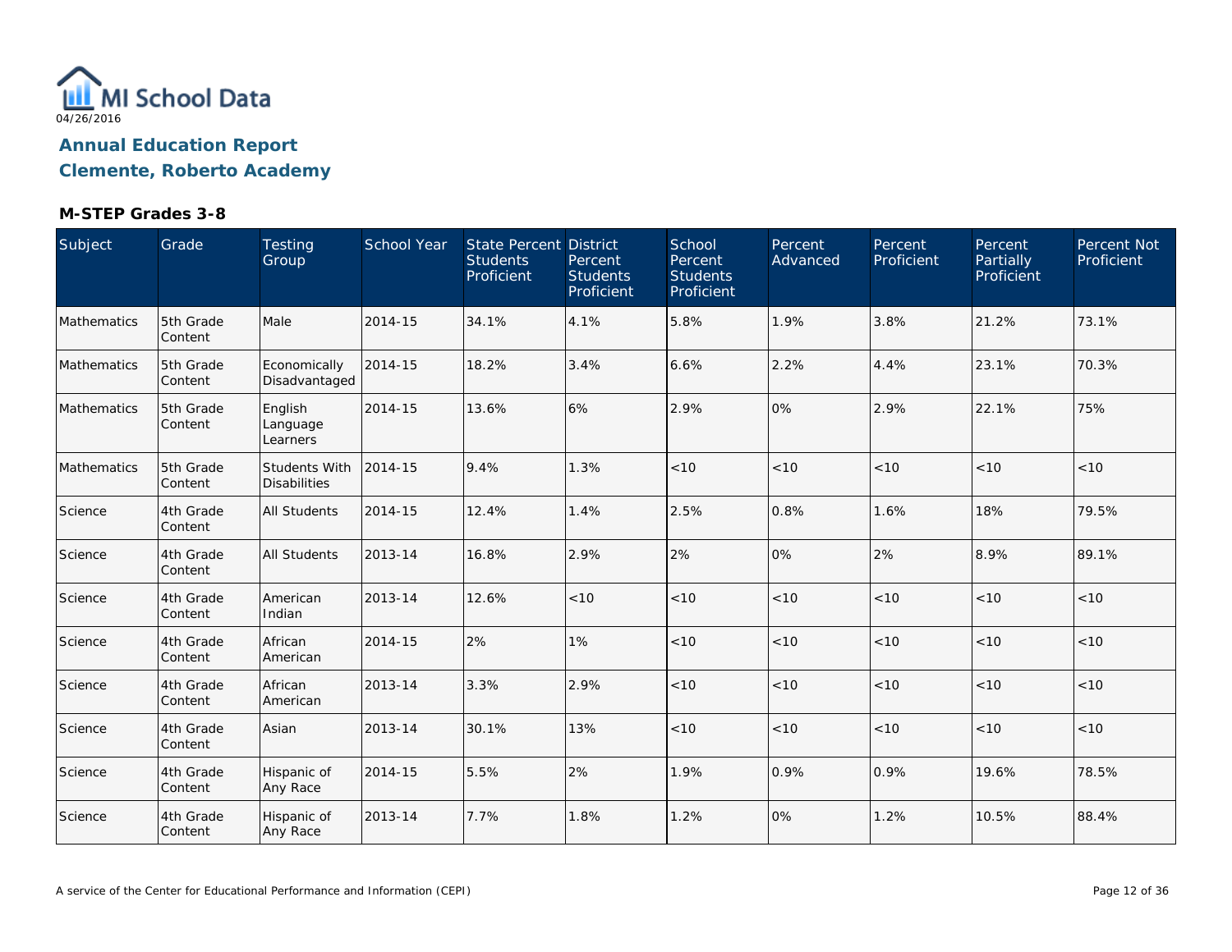# Annual Education Report

## Clemente, Roberto Academy

### M-STEP Grades 3-8

| Subject | Grade | Testing Group | School Year | State Percent Students Proficient | District Percent Students Proficient | School Percent Students Proficient | Percent Advanced | Percent Proficient | Percent Partially Proficient | Percent Not Proficient |
|---|---|---|---|---|---|---|---|---|---|---|
| Mathematics | 5th Grade Content | Male | 2014-15 | 34.1% | 4.1% | 5.8% | 1.9% | 3.8% | 21.2% | 73.1% |
| Mathematics | 5th Grade Content | Economically Disadvantaged | 2014-15 | 18.2% | 3.4% | 6.6% | 2.2% | 4.4% | 23.1% | 70.3% |
| Mathematics | 5th Grade Content | English Language Learners | 2014-15 | 13.6% | 6% | 2.9% | 0% | 2.9% | 22.1% | 75% |
| Mathematics | 5th Grade Content | Students With Disabilities | 2014-15 | 9.4% | 1.3% | <10 | <10 | <10 | <10 | <10 |
| Science | 4th Grade Content | All Students | 2014-15 | 12.4% | 1.4% | 2.5% | 0.8% | 1.6% | 18% | 79.5% |
| Science | 4th Grade Content | All Students | 2013-14 | 16.8% | 2.9% | 2% | 0% | 2% | 8.9% | 89.1% |
| Science | 4th Grade Content | American Indian | 2013-14 | 12.6% | <10 | <10 | <10 | <10 | <10 | <10 |
| Science | 4th Grade Content | African American | 2014-15 | 2% | 1% | <10 | <10 | <10 | <10 | <10 |
| Science | 4th Grade Content | African American | 2013-14 | 3.3% | 2.9% | <10 | <10 | <10 | <10 | <10 |
| Science | 4th Grade Content | Asian | 2013-14 | 30.1% | 13% | <10 | <10 | <10 | <10 | <10 |
| Science | 4th Grade Content | Hispanic of Any Race | 2014-15 | 5.5% | 2% | 1.9% | 0.9% | 0.9% | 19.6% | 78.5% |
| Science | 4th Grade Content | Hispanic of Any Race | 2013-14 | 7.7% | 1.8% | 1.2% | 0% | 1.2% | 10.5% | 88.4% |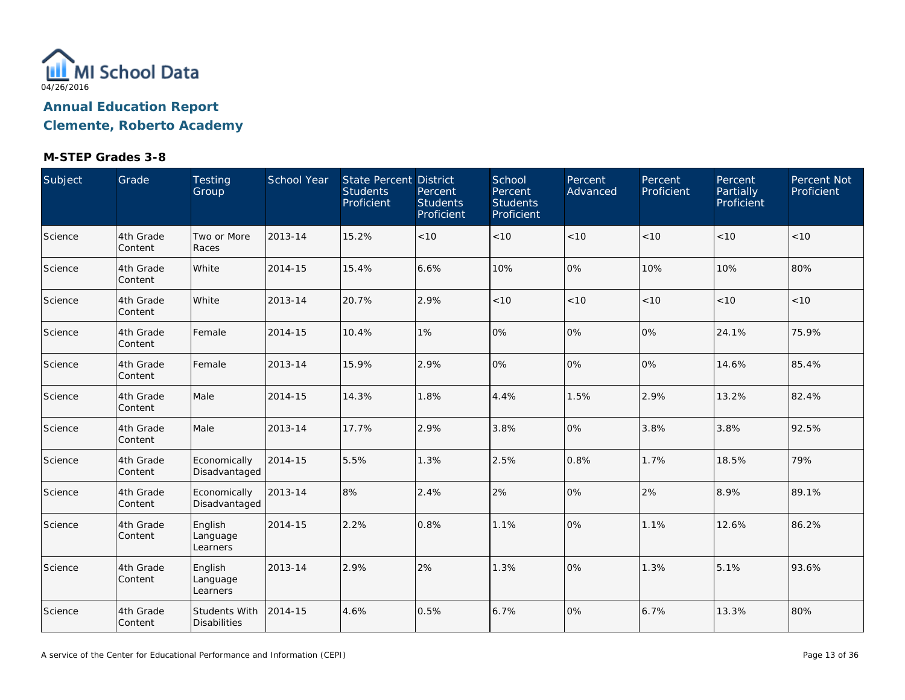MI School Data
04/26/2016

## Annual Education Report

## Clemente, Roberto Academy

### M-STEP Grades 3-8

| Subject | Grade | Testing Group | School Year | State Percent Students Proficient | District Percent Students Proficient | School Percent Students Proficient | Percent Advanced | Percent Proficient | Percent Partially Proficient | Percent Not Proficient |
|---|---|---|---|---|---|---|---|---|---|---|
| Science | 4th Grade Content | Two or More Races | 2013-14 | 15.2% | <10 | <10 | <10 | <10 | <10 | <10 |
| Science | 4th Grade Content | White | 2014-15 | 15.4% | 6.6% | 10% | 0% | 10% | 10% | 80% |
| Science | 4th Grade Content | White | 2013-14 | 20.7% | 2.9% | <10 | <10 | <10 | <10 | <10 |
| Science | 4th Grade Content | Female | 2014-15 | 10.4% | 1% | 0% | 0% | 0% | 24.1% | 75.9% |
| Science | 4th Grade Content | Female | 2013-14 | 15.9% | 2.9% | 0% | 0% | 0% | 14.6% | 85.4% |
| Science | 4th Grade Content | Male | 2014-15 | 14.3% | 1.8% | 4.4% | 1.5% | 2.9% | 13.2% | 82.4% |
| Science | 4th Grade Content | Male | 2013-14 | 17.7% | 2.9% | 3.8% | 0% | 3.8% | 3.8% | 92.5% |
| Science | 4th Grade Content | Economically Disadvantaged | 2014-15 | 5.5% | 1.3% | 2.5% | 0.8% | 1.7% | 18.5% | 79% |
| Science | 4th Grade Content | Economically Disadvantaged | 2013-14 | 8% | 2.4% | 2% | 0% | 2% | 8.9% | 89.1% |
| Science | 4th Grade Content | English Language Learners | 2014-15 | 2.2% | 0.8% | 1.1% | 0% | 1.1% | 12.6% | 86.2% |
| Science | 4th Grade Content | English Language Learners | 2013-14 | 2.9% | 2% | 1.3% | 0% | 1.3% | 5.1% | 93.6% |
| Science | 4th Grade Content | Students With Disabilities | 2014-15 | 4.6% | 0.5% | 6.7% | 0% | 6.7% | 13.3% | 80% |

A service of the Center for Educational Performance and Information (CEPI)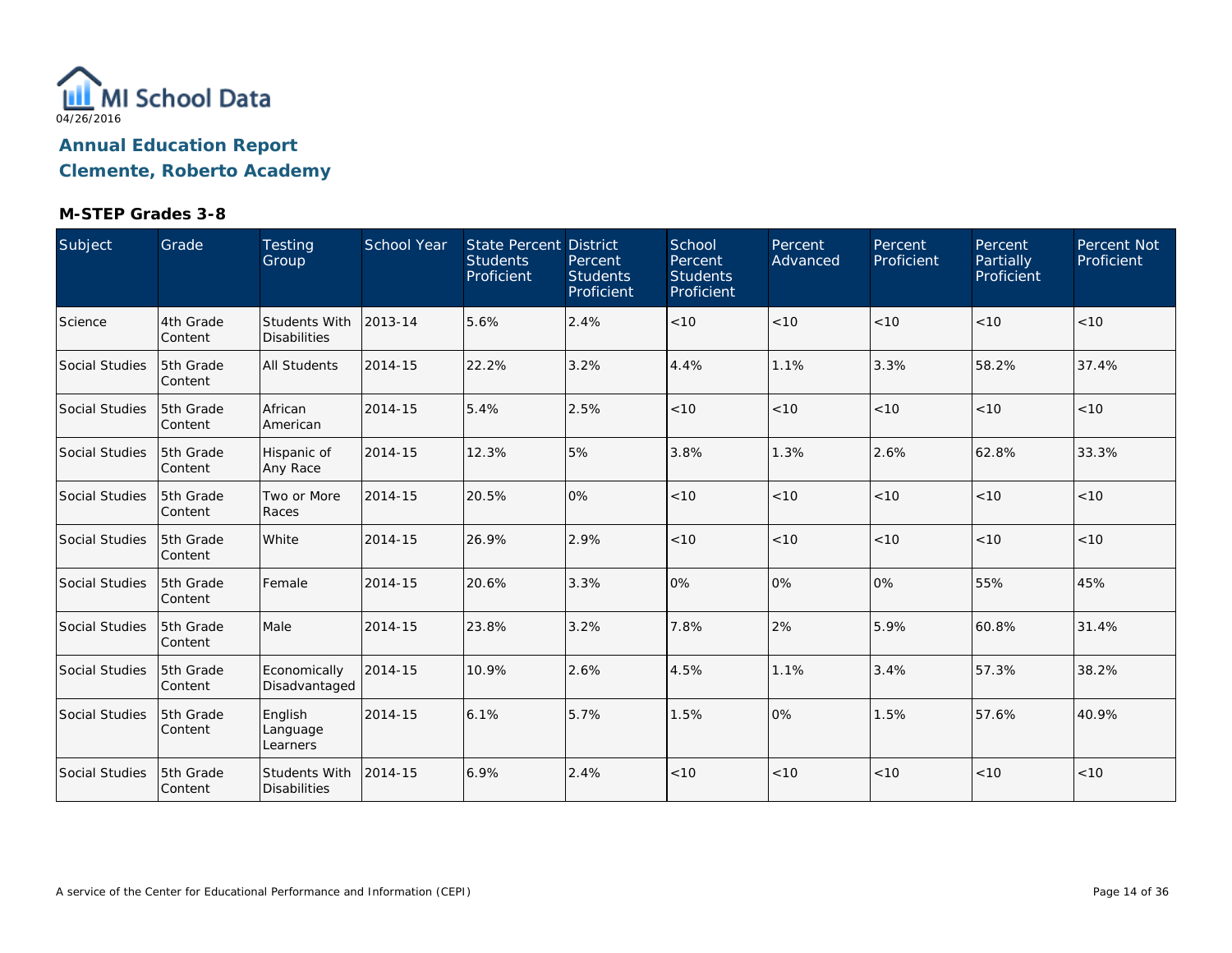MI School Data

04/26/2016

## Annual Education Report

## Clemente, Roberto Academy

### M-STEP Grades 3-8

| Subject | Grade | Testing Group | School Year | State Percent Students Proficient | District Percent Students Proficient | School Percent Students Proficient | Percent Advanced | Percent Proficient | Percent Partially Proficient | Percent Not Proficient |
|---|---|---|---|---|---|---|---|---|---|---|
| Science | 4th Grade Content | Students With Disabilities | 2013-14 | 5.6% | 2.4% | <10 | <10 | <10 | <10 | <10 |
| Social Studies | 5th Grade Content | All Students | 2014-15 | 22.2% | 3.2% | 4.4% | 1.1% | 3.3% | 58.2% | 37.4% |
| Social Studies | 5th Grade Content | African American | 2014-15 | 5.4% | 2.5% | <10 | <10 | <10 | <10 | <10 |
| Social Studies | 5th Grade Content | Hispanic of Any Race | 2014-15 | 12.3% | 5% | 3.8% | 1.3% | 2.6% | 62.8% | 33.3% |
| Social Studies | 5th Grade Content | Two or More Races | 2014-15 | 20.5% | 0% | <10 | <10 | <10 | <10 | <10 |
| Social Studies | 5th Grade Content | White | 2014-15 | 26.9% | 2.9% | <10 | <10 | <10 | <10 | <10 |
| Social Studies | 5th Grade Content | Female | 2014-15 | 20.6% | 3.3% | 0% | 0% | 0% | 55% | 45% |
| Social Studies | 5th Grade Content | Male | 2014-15 | 23.8% | 3.2% | 7.8% | 2% | 5.9% | 60.8% | 31.4% |
| Social Studies | 5th Grade Content | Economically Disadvantaged | 2014-15 | 10.9% | 2.6% | 4.5% | 1.1% | 3.4% | 57.3% | 38.2% |
| Social Studies | 5th Grade Content | English Language Learners | 2014-15 | 6.1% | 5.7% | 1.5% | 0% | 1.5% | 57.6% | 40.9% |
| Social Studies | 5th Grade Content | Students With Disabilities | 2014-15 | 6.9% | 2.4% | <10 | <10 | <10 | <10 | <10 |

A service of the Center for Educational Performance and Information (CEPI)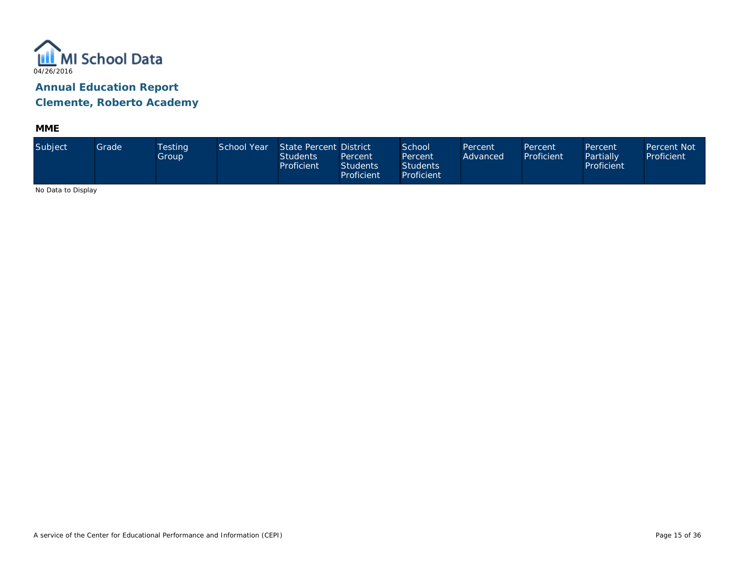MI School Data

04/26/2016

## Annual Education Report

## Clemente, Roberto Academy

### MME

| Subject | Grade | Testing Group | School Year | State Percent Students Proficient | District Percent Students Proficient | School Percent Students Proficient | Percent Advanced | Percent Proficient | Percent Partially Proficient | Percent Not Proficient |
|---|---|---|---|---|---|---|---|---|---|---|

No Data to Display

A service of the Center for Educational Performance and Information (CEPI)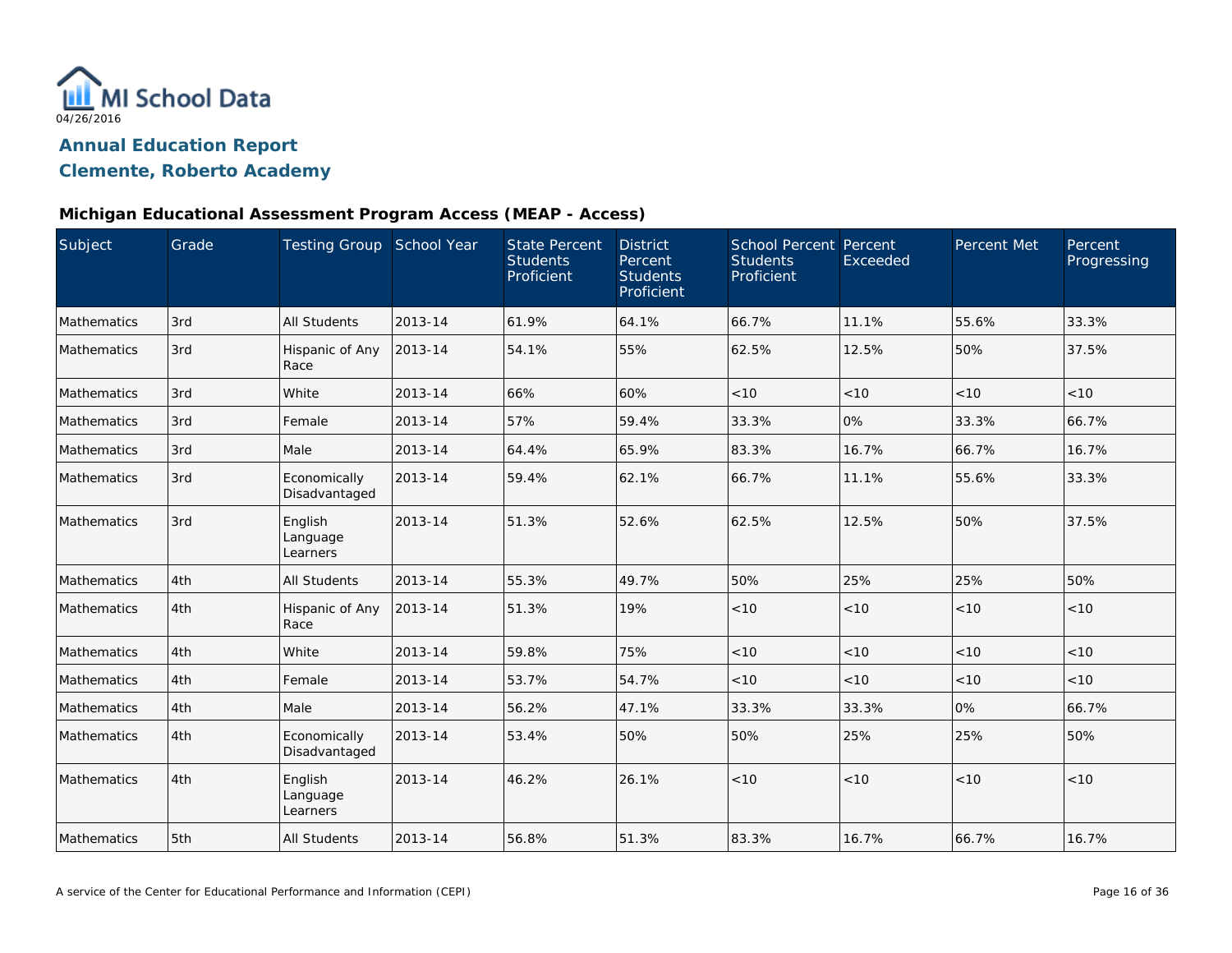MI School Data
04/26/2016

# Annual Education Report
## Clemente, Roberto Academy

### Michigan Educational Assessment Program Access (MEAP - Access)

| Subject | Grade | Testing Group | School Year | State Percent Students Proficient | District Percent Students Proficient | School Percent Students Proficient | Percent Exceeded | Percent Met | Percent Progressing |
|---|---|---|---|---|---|---|---|---|---|
| Mathematics | 3rd | All Students | 2013-14 | 61.9% | 64.1% | 66.7% | 11.1% | 55.6% | 33.3% |
| Mathematics | 3rd | Hispanic of Any Race | 2013-14 | 54.1% | 55% | 62.5% | 12.5% | 50% | 37.5% |
| Mathematics | 3rd | White | 2013-14 | 66% | 60% | <10 | <10 | <10 | <10 |
| Mathematics | 3rd | Female | 2013-14 | 57% | 59.4% | 33.3% | 0% | 33.3% | 66.7% |
| Mathematics | 3rd | Male | 2013-14 | 64.4% | 65.9% | 83.3% | 16.7% | 66.7% | 16.7% |
| Mathematics | 3rd | Economically Disadvantaged | 2013-14 | 59.4% | 62.1% | 66.7% | 11.1% | 55.6% | 33.3% |
| Mathematics | 3rd | English Language Learners | 2013-14 | 51.3% | 52.6% | 62.5% | 12.5% | 50% | 37.5% |
| Mathematics | 4th | All Students | 2013-14 | 55.3% | 49.7% | 50% | 25% | 25% | 50% |
| Mathematics | 4th | Hispanic of Any Race | 2013-14 | 51.3% | 19% | <10 | <10 | <10 | <10 |
| Mathematics | 4th | White | 2013-14 | 59.8% | 75% | <10 | <10 | <10 | <10 |
| Mathematics | 4th | Female | 2013-14 | 53.7% | 54.7% | <10 | <10 | <10 | <10 |
| Mathematics | 4th | Male | 2013-14 | 56.2% | 47.1% | 33.3% | 33.3% | 0% | 66.7% |
| Mathematics | 4th | Economically Disadvantaged | 2013-14 | 53.4% | 50% | 50% | 25% | 25% | 50% |
| Mathematics | 4th | English Language Learners | 2013-14 | 46.2% | 26.1% | <10 | <10 | <10 | <10 |
| Mathematics | 5th | All Students | 2013-14 | 56.8% | 51.3% | 83.3% | 16.7% | 66.7% | 16.7% |

A service of the Center for Educational Performance and Information (CEPI)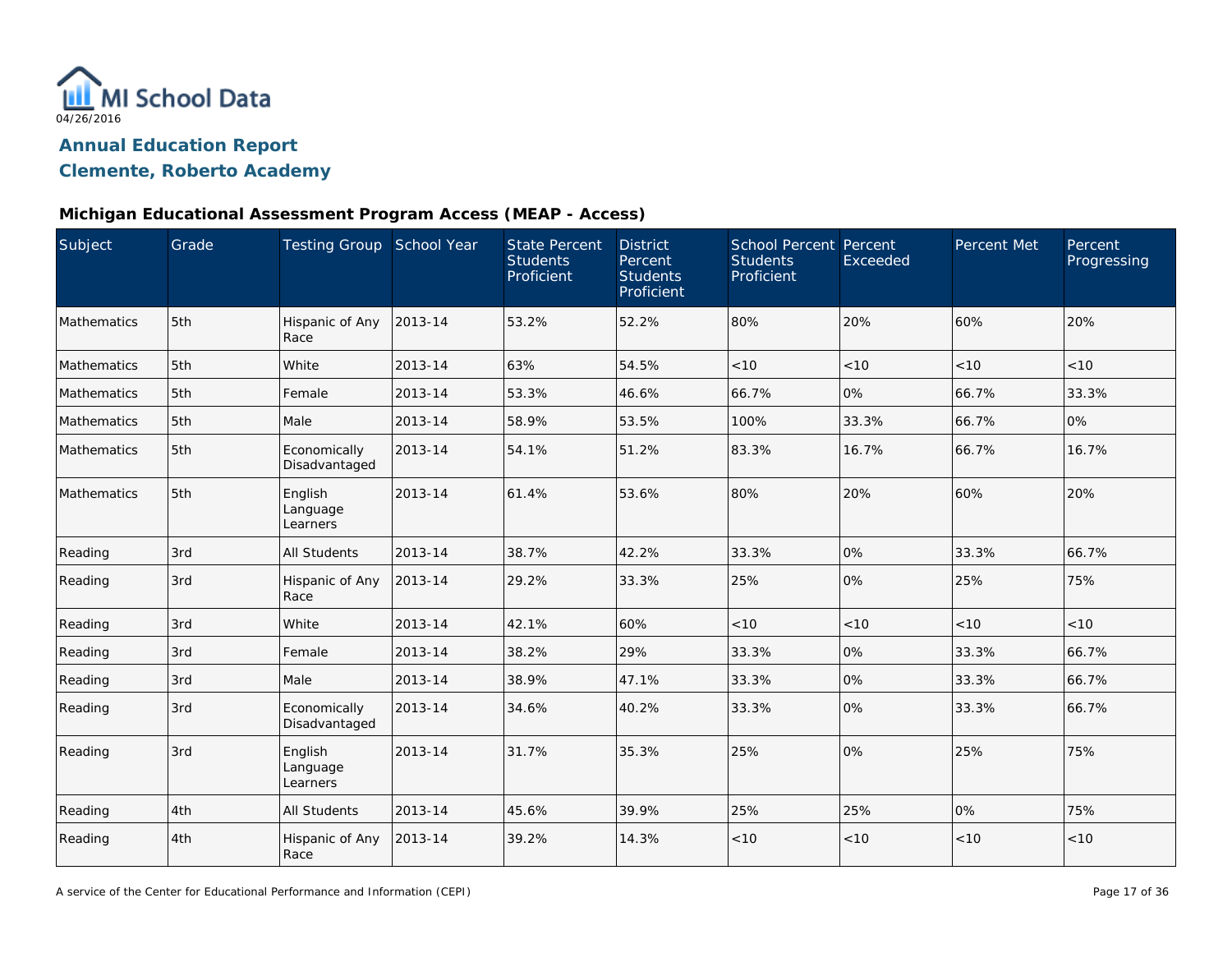MI School Data

04/26/2016

## Annual Education Report
## Clemente, Roberto Academy

### Michigan Educational Assessment Program Access (MEAP - Access)

| Subject | Grade | Testing Group | School Year | State Percent Students Proficient | District Percent Students Proficient | School Percent Students Proficient | Percent Exceeded | Percent Met | Percent Progressing |
|---|---|---|---|---|---|---|---|---|---|
| Mathematics | 5th | Hispanic of Any Race | 2013-14 | 53.2% | 52.2% | 80% | 20% | 60% | 20% |
| Mathematics | 5th | White | 2013-14 | 63% | 54.5% | <10 | <10 | <10 | <10 |
| Mathematics | 5th | Female | 2013-14 | 53.3% | 46.6% | 66.7% | 0% | 66.7% | 33.3% |
| Mathematics | 5th | Male | 2013-14 | 58.9% | 53.5% | 100% | 33.3% | 66.7% | 0% |
| Mathematics | 5th | Economically Disadvantaged | 2013-14 | 54.1% | 51.2% | 83.3% | 16.7% | 66.7% | 16.7% |
| Mathematics | 5th | English Language Learners | 2013-14 | 61.4% | 53.6% | 80% | 20% | 60% | 20% |
| Reading | 3rd | All Students | 2013-14 | 38.7% | 42.2% | 33.3% | 0% | 33.3% | 66.7% |
| Reading | 3rd | Hispanic of Any Race | 2013-14 | 29.2% | 33.3% | 25% | 0% | 25% | 75% |
| Reading | 3rd | White | 2013-14 | 42.1% | 60% | <10 | <10 | <10 | <10 |
| Reading | 3rd | Female | 2013-14 | 38.2% | 29% | 33.3% | 0% | 33.3% | 66.7% |
| Reading | 3rd | Male | 2013-14 | 38.9% | 47.1% | 33.3% | 0% | 33.3% | 66.7% |
| Reading | 3rd | Economically Disadvantaged | 2013-14 | 34.6% | 40.2% | 33.3% | 0% | 33.3% | 66.7% |
| Reading | 3rd | English Language Learners | 2013-14 | 31.7% | 35.3% | 25% | 0% | 25% | 75% |
| Reading | 4th | All Students | 2013-14 | 45.6% | 39.9% | 25% | 25% | 0% | 75% |
| Reading | 4th | Hispanic of Any Race | 2013-14 | 39.2% | 14.3% | <10 | <10 | <10 | <10 |

A service of the Center for Educational Performance and Information (CEPI)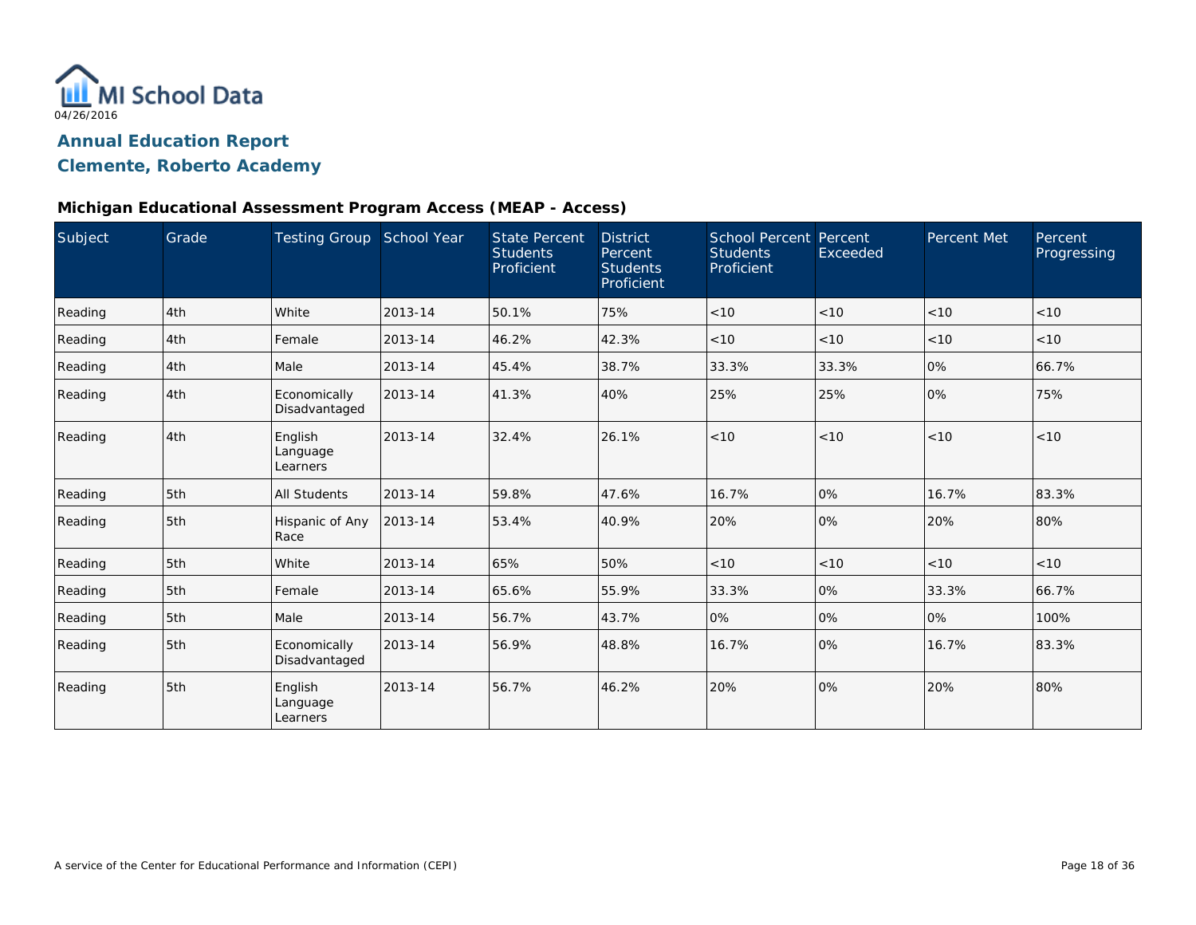MI School Data
04/26/2016

# Annual Education Report
## Clemente, Roberto Academy

### Michigan Educational Assessment Program Access (MEAP - Access)

| Subject | Grade | Testing Group | School Year | State Percent Students Proficient | District Percent Students Proficient | School Percent Students Proficient | Percent Exceeded | Percent Met | Percent Progressing |
|---|---|---|---|---|---|---|---|---|---|
| Reading | 4th | White | 2013-14 | 50.1% | 75% | <10 | <10 | <10 | <10 |
| Reading | 4th | Female | 2013-14 | 46.2% | 42.3% | <10 | <10 | <10 | <10 |
| Reading | 4th | Male | 2013-14 | 45.4% | 38.7% | 33.3% | 33.3% | 0% | 66.7% |
| Reading | 4th | Economically Disadvantaged | 2013-14 | 41.3% | 40% | 25% | 25% | 0% | 75% |
| Reading | 4th | English Language Learners | 2013-14 | 32.4% | 26.1% | <10 | <10 | <10 | <10 |
| Reading | 5th | All Students | 2013-14 | 59.8% | 47.6% | 16.7% | 0% | 16.7% | 83.3% |
| Reading | 5th | Hispanic of Any Race | 2013-14 | 53.4% | 40.9% | 20% | 0% | 20% | 80% |
| Reading | 5th | White | 2013-14 | 65% | 50% | <10 | <10 | <10 | <10 |
| Reading | 5th | Female | 2013-14 | 65.6% | 55.9% | 33.3% | 0% | 33.3% | 66.7% |
| Reading | 5th | Male | 2013-14 | 56.7% | 43.7% | 0% | 0% | 0% | 100% |
| Reading | 5th | Economically Disadvantaged | 2013-14 | 56.9% | 48.8% | 16.7% | 0% | 16.7% | 83.3% |
| Reading | 5th | English Language Learners | 2013-14 | 56.7% | 46.2% | 20% | 0% | 20% | 80% |

A service of the Center for Educational Performance and Information (CEPI)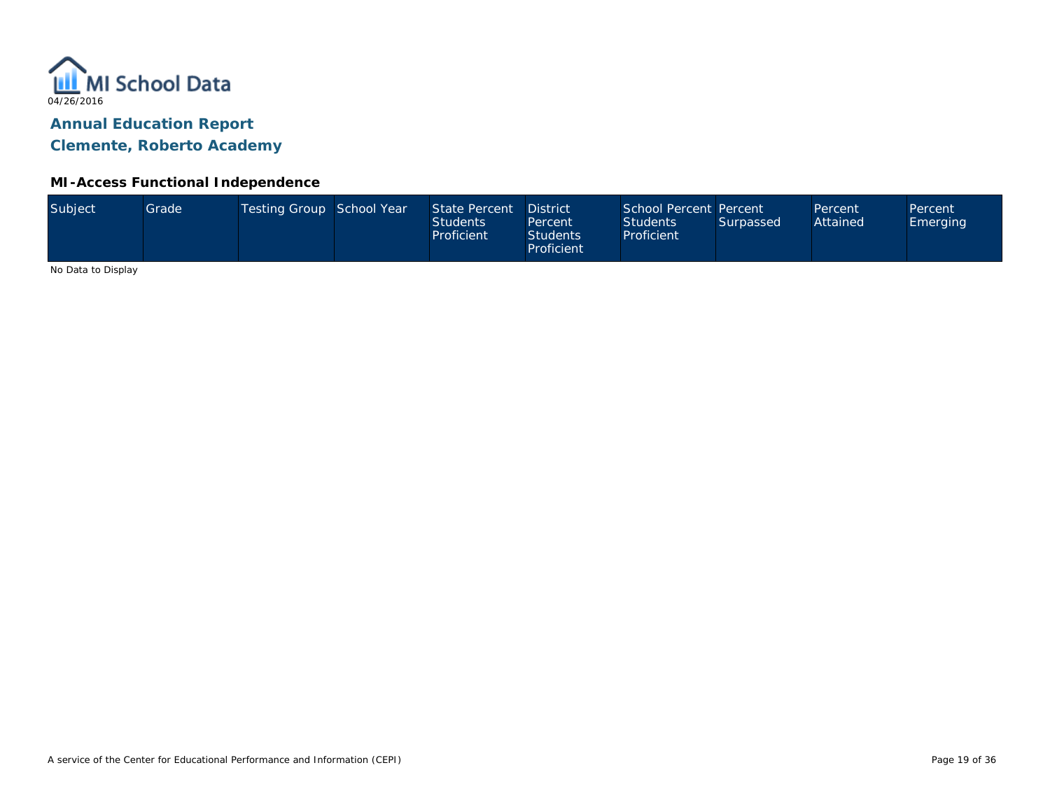MI School Data

04/26/2016

## Annual Education Report
## Clemente, Roberto Academy

### MI-Access Functional Independence

| Subject | Grade | Testing Group | School Year | State Percent Students Proficient | District Percent Students Proficient | School Percent Students Proficient | Percent Surpassed | Percent Attained | Percent Emerging |
|---|---|---|---|---|---|---|---|---|---|

No Data to Display

A service of the Center for Educational Performance and Information (CEPI)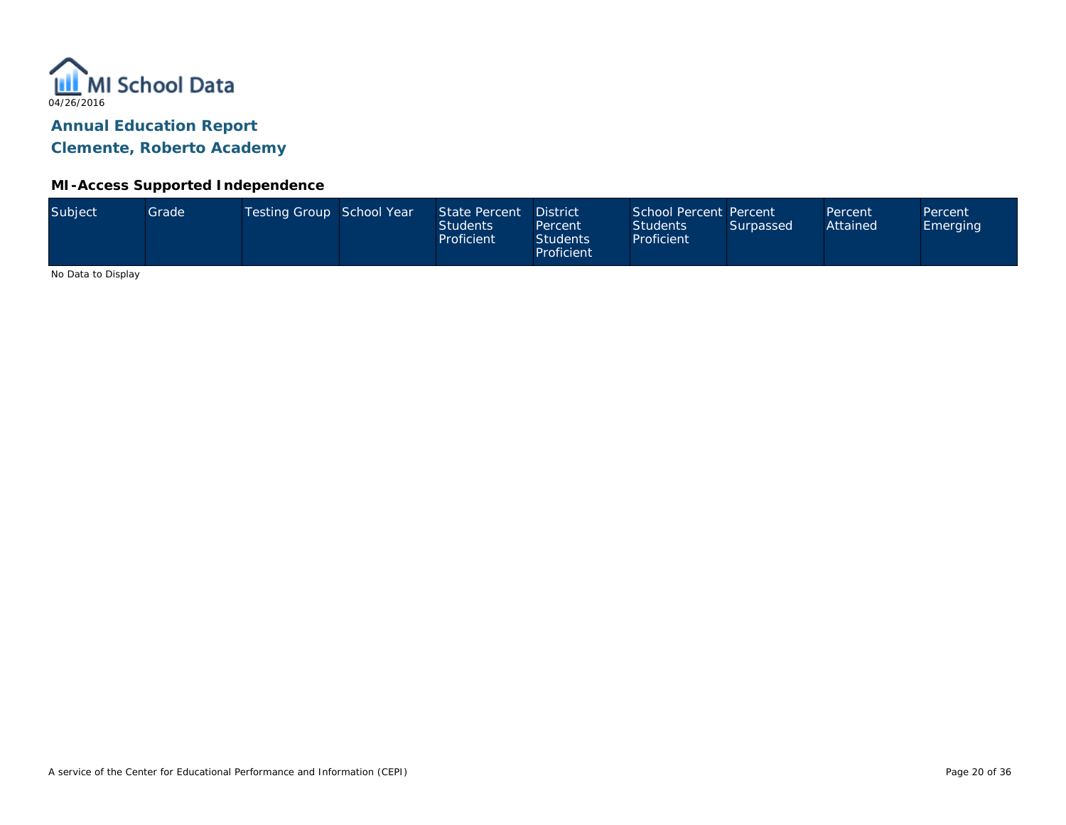MI School Data

04/26/2016

## Annual Education Report

## Clemente, Roberto Academy

### MI-Access Supported Independence

| Subject | Grade | Testing Group | School Year | State Percent Students Proficient | District Percent Students Proficient | School Percent Students Proficient | Percent Surpassed | Percent Attained | Percent Emerging |
|---|---|---|---|---|---|---|---|---|---|

No Data to Display

A service of the Center for Educational Performance and Information (CEPI)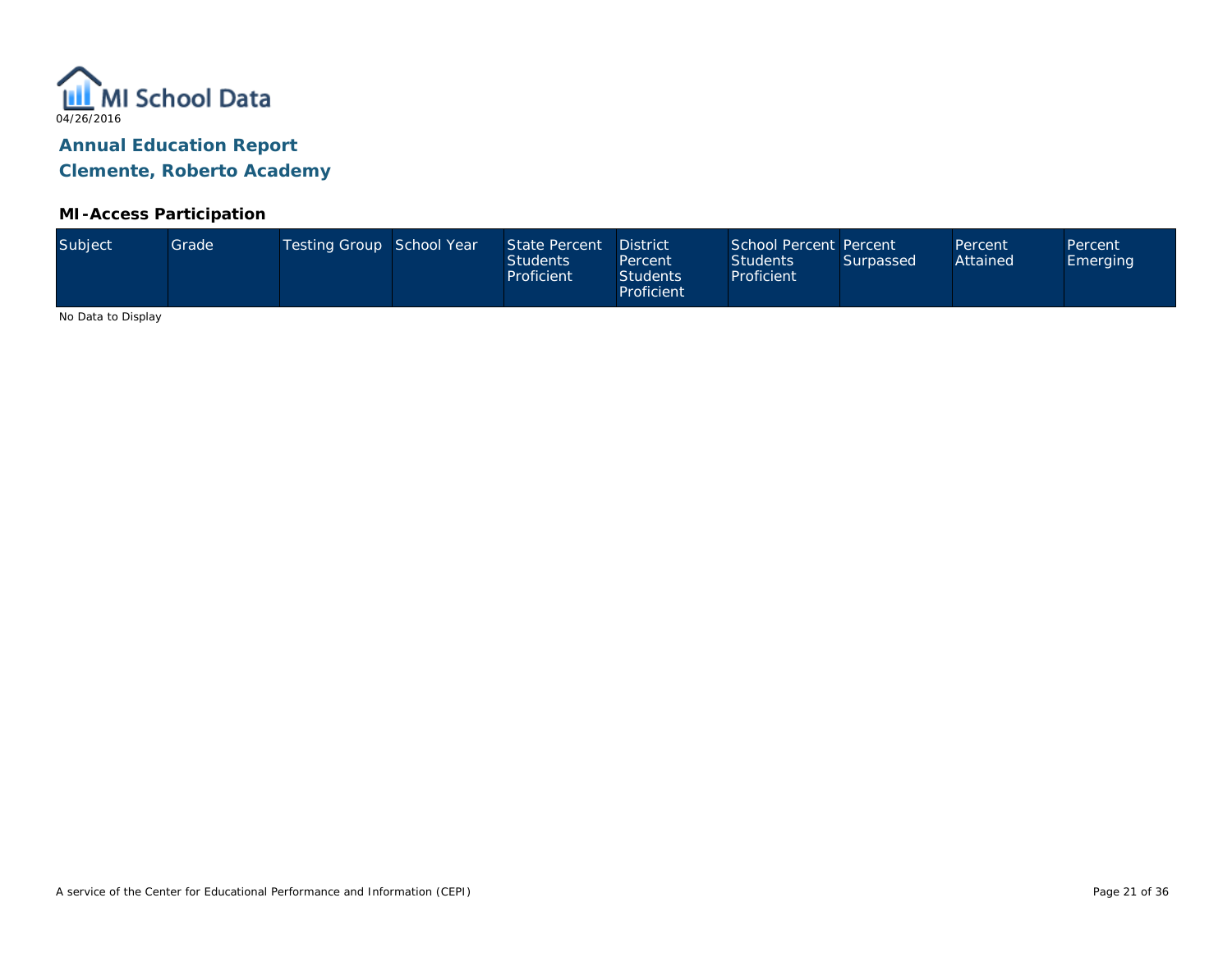MI School Data

04/26/2016

## Annual Education Report

## Clemente, Roberto Academy

### MI-Access Participation

| Subject | Grade | Testing Group | School Year | State Percent Students Proficient | District Percent Students Proficient | School Percent Students Proficient | Percent Surpassed | Percent Attained | Percent Emerging |
|---|---|---|---|---|---|---|---|---|---|

No Data to Display

A service of the Center for Educational Performance and Information (CEPI)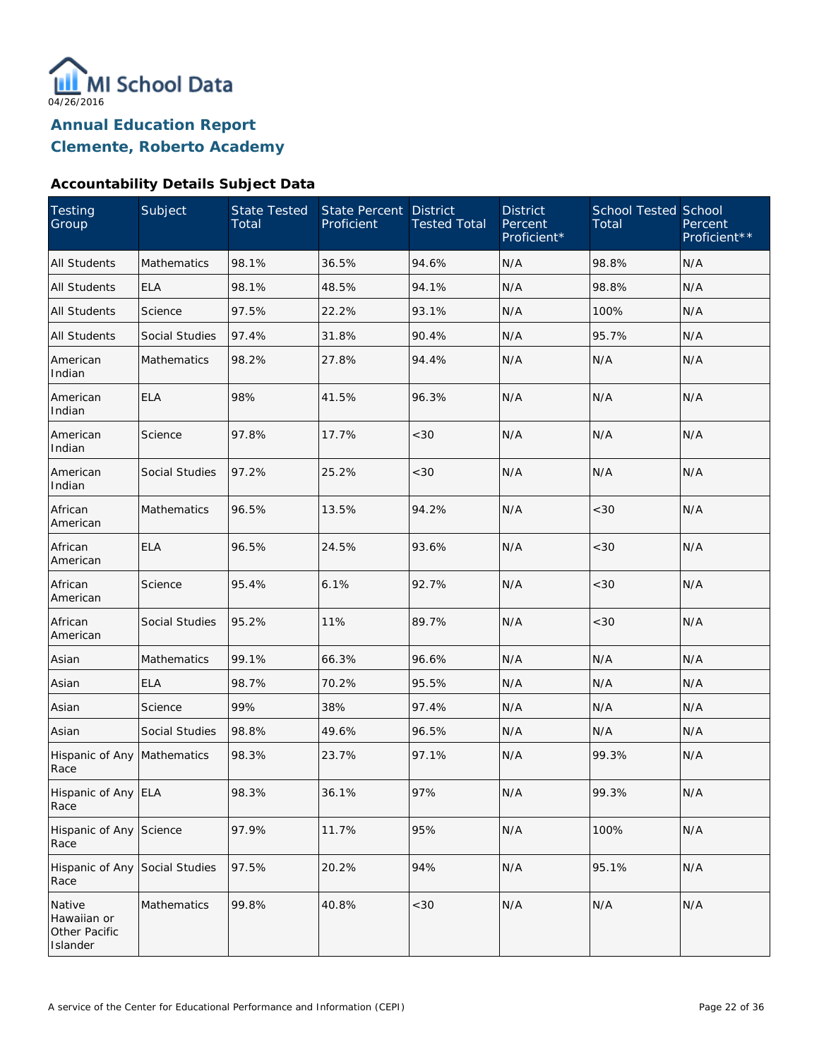MI School Data
04/26/2016

## Annual Education Report
## Clemente, Roberto Academy

### Accountability Details Subject Data

| Testing Group | Subject | State Tested Total | State Percent Proficient | District Tested Total | District Percent Proficient* | School Tested Total | School Percent Proficient** |
|---|---|---|---|---|---|---|---|
| All Students | Mathematics | 98.1% | 36.5% | 94.6% | N/A | 98.8% | N/A |
| All Students | ELA | 98.1% | 48.5% | 94.1% | N/A | 98.8% | N/A |
| All Students | Science | 97.5% | 22.2% | 93.1% | N/A | 100% | N/A |
| All Students | Social Studies | 97.4% | 31.8% | 90.4% | N/A | 95.7% | N/A |
| American Indian | Mathematics | 98.2% | 27.8% | 94.4% | N/A | N/A | N/A |
| American Indian | ELA | 98% | 41.5% | 96.3% | N/A | N/A | N/A |
| American Indian | Science | 97.8% | 17.7% | <30 | N/A | N/A | N/A |
| American Indian | Social Studies | 97.2% | 25.2% | <30 | N/A | N/A | N/A |
| African American | Mathematics | 96.5% | 13.5% | 94.2% | N/A | <30 | N/A |
| African American | ELA | 96.5% | 24.5% | 93.6% | N/A | <30 | N/A |
| African American | Science | 95.4% | 6.1% | 92.7% | N/A | <30 | N/A |
| African American | Social Studies | 95.2% | 11% | 89.7% | N/A | <30 | N/A |
| Asian | Mathematics | 99.1% | 66.3% | 96.6% | N/A | N/A | N/A |
| Asian | ELA | 98.7% | 70.2% | 95.5% | N/A | N/A | N/A |
| Asian | Science | 99% | 38% | 97.4% | N/A | N/A | N/A |
| Asian | Social Studies | 98.8% | 49.6% | 96.5% | N/A | N/A | N/A |
| Hispanic of Any Race | Mathematics | 98.3% | 23.7% | 97.1% | N/A | 99.3% | N/A |
| Hispanic of Any Race | ELA | 98.3% | 36.1% | 97% | N/A | 99.3% | N/A |
| Hispanic of Any Race | Science | 97.9% | 11.7% | 95% | N/A | 100% | N/A |
| Hispanic of Any Race | Social Studies | 97.5% | 20.2% | 94% | N/A | 95.1% | N/A |
| Native Hawaiian or Other Pacific Islander | Mathematics | 99.8% | 40.8% | <30 | N/A | N/A | N/A |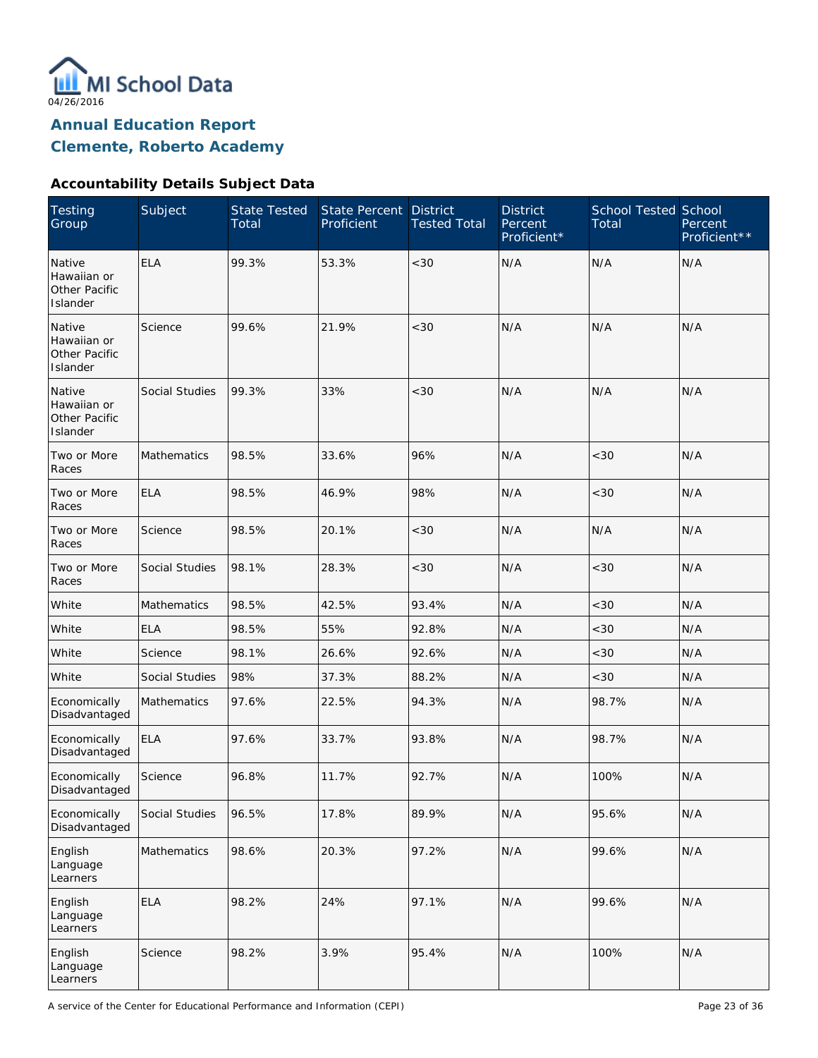MI School Data
04/26/2016

## Annual Education Report
## Clemente, Roberto Academy

### Accountability Details Subject Data

| Testing Group | Subject | State Tested Total | State Percent Proficient | District Tested Total | District Percent Proficient* | School Tested Total | School Percent Proficient** |
|---|---|---|---|---|---|---|---|
| Native Hawaiian or Other Pacific Islander | ELA | 99.3% | 53.3% | <30 | N/A | N/A | N/A |
| Native Hawaiian or Other Pacific Islander | Science | 99.6% | 21.9% | <30 | N/A | N/A | N/A |
| Native Hawaiian or Other Pacific Islander | Social Studies | 99.3% | 33% | <30 | N/A | N/A | N/A |
| Two or More Races | Mathematics | 98.5% | 33.6% | 96% | N/A | <30 | N/A |
| Two or More Races | ELA | 98.5% | 46.9% | 98% | N/A | <30 | N/A |
| Two or More Races | Science | 98.5% | 20.1% | <30 | N/A | N/A | N/A |
| Two or More Races | Social Studies | 98.1% | 28.3% | <30 | N/A | <30 | N/A |
| White | Mathematics | 98.5% | 42.5% | 93.4% | N/A | <30 | N/A |
| White | ELA | 98.5% | 55% | 92.8% | N/A | <30 | N/A |
| White | Science | 98.1% | 26.6% | 92.6% | N/A | <30 | N/A |
| White | Social Studies | 98% | 37.3% | 88.2% | N/A | <30 | N/A |
| Economically Disadvantaged | Mathematics | 97.6% | 22.5% | 94.3% | N/A | 98.7% | N/A |
| Economically Disadvantaged | ELA | 97.6% | 33.7% | 93.8% | N/A | 98.7% | N/A |
| Economically Disadvantaged | Science | 96.8% | 11.7% | 92.7% | N/A | 100% | N/A |
| Economically Disadvantaged | Social Studies | 96.5% | 17.8% | 89.9% | N/A | 95.6% | N/A |
| English Language Learners | Mathematics | 98.6% | 20.3% | 97.2% | N/A | 99.6% | N/A |
| English Language Learners | ELA | 98.2% | 24% | 97.1% | N/A | 99.6% | N/A |
| English Language Learners | Science | 98.2% | 3.9% | 95.4% | N/A | 100% | N/A |

A service of the Center for Educational Performance and Information (CEPI)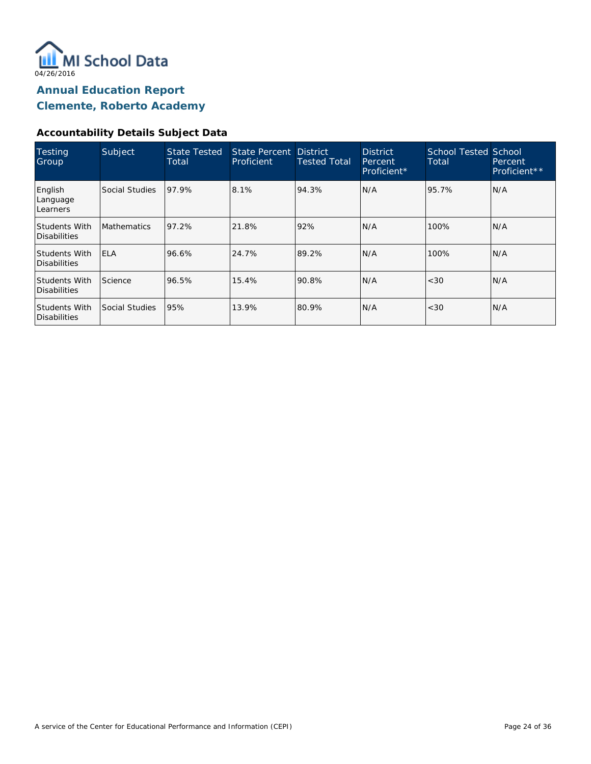MI School Data

04/26/2016

## Annual Education Report
## Clemente, Roberto Academy

### Accountability Details Subject Data

| Testing Group | Subject | State Tested Total | State Percent Proficient | District Tested Total | District Percent Proficient* | School Tested Total | School Percent Proficient** |
|---|---|---|---|---|---|---|---|
| English Language Learners | Social Studies | 97.9% | 8.1% | 94.3% | N/A | 95.7% | N/A |
| Students With Disabilities | Mathematics | 97.2% | 21.8% | 92% | N/A | 100% | N/A |
| Students With Disabilities | ELA | 96.6% | 24.7% | 89.2% | N/A | 100% | N/A |
| Students With Disabilities | Science | 96.5% | 15.4% | 90.8% | N/A | <30 | N/A |
| Students With Disabilities | Social Studies | 95% | 13.9% | 80.9% | N/A | <30 | N/A |

A service of the Center for Educational Performance and Information (CEPI)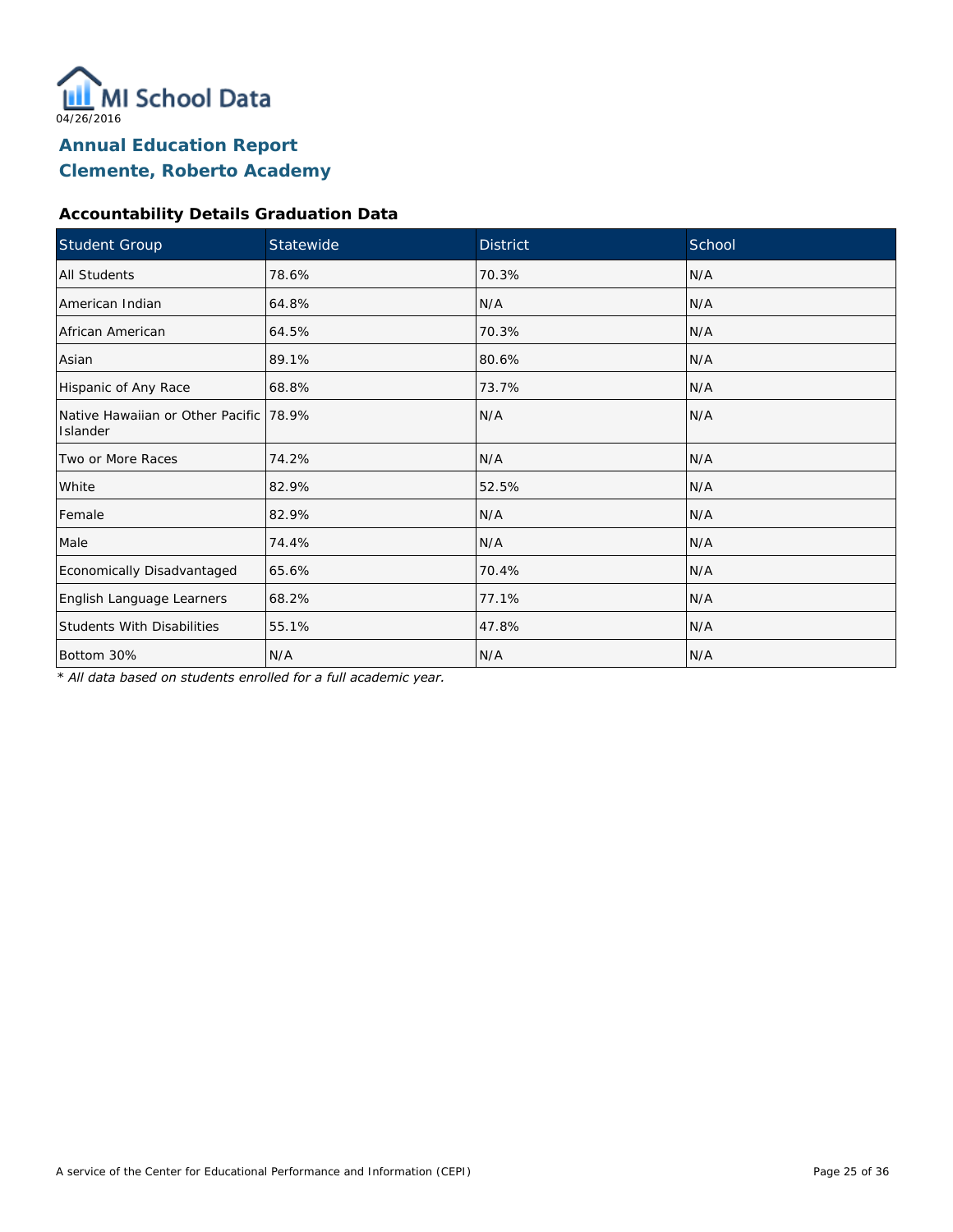04/26/2016

# Annual Education Report
# Clemente, Roberto Academy

### Accountability Details Graduation Data

| Student Group | Statewide | District | School |
|---|---|---|---|
| All Students | 78.6% | 70.3% | N/A |
| American Indian | 64.8% | N/A | N/A |
| African American | 64.5% | 70.3% | N/A |
| Asian | 89.1% | 80.6% | N/A |
| Hispanic of Any Race | 68.8% | 73.7% | N/A |
| Native Hawaiian or Other Pacific Islander | 78.9% | N/A | N/A |
| Two or More Races | 74.2% | N/A | N/A |
| White | 82.9% | 52.5% | N/A |
| Female | 82.9% | N/A | N/A |
| Male | 74.4% | N/A | N/A |
| Economically Disadvantaged | 65.6% | 70.4% | N/A |
| English Language Learners | 68.2% | 77.1% | N/A |
| Students With Disabilities | 55.1% | 47.8% | N/A |
| Bottom 30% | N/A | N/A | N/A |

*\* All data based on students enrolled for a full academic year.*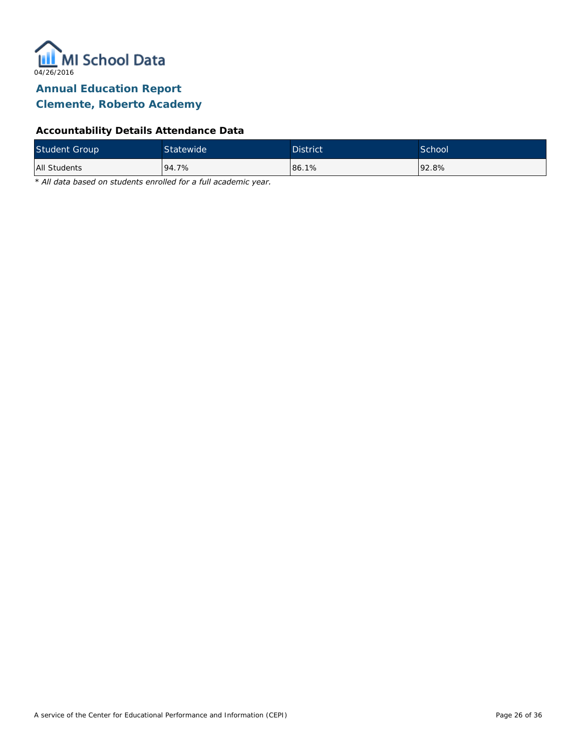MI School Data

04/26/2016

## Annual Education Report
## Clemente, Roberto Academy

### Accountability Details Attendance Data

| Student Group | Statewide | District | School |
|---|---|---|---|
| All Students | 94.7% | 86.1% | 92.8% |

*\* All data based on students enrolled for a full academic year.*

A service of the Center for Educational Performance and Information (CEPI)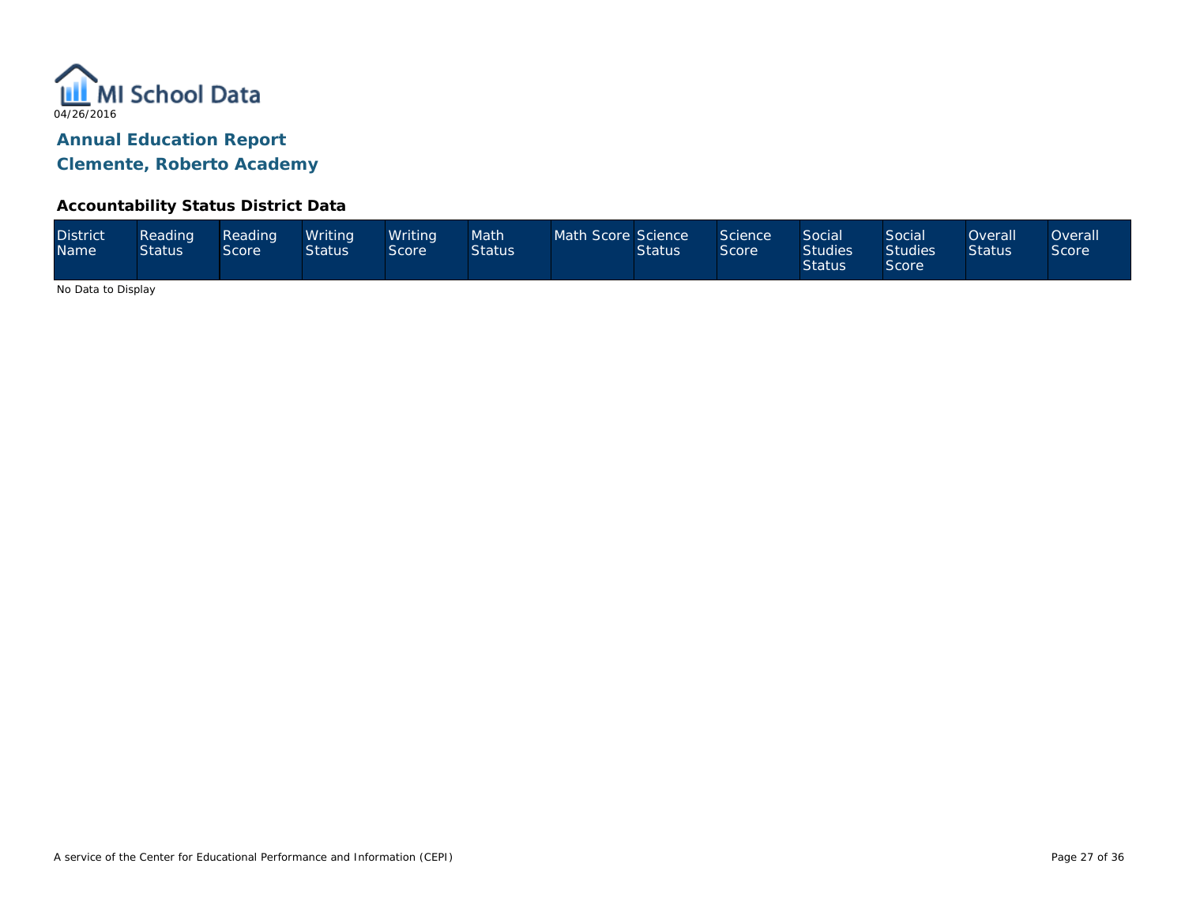MI School Data

04/26/2016

## Annual Education Report

## Clemente, Roberto Academy

### Accountability Status District Data

| District Name | Reading Status | Reading Score | Writing Status | Writing Score | Math Status | Math Score | Science Status | Science Score | Social Studies Status | Social Studies Score | Overall Status | Overall Score |
|---|---|---|---|---|---|---|---|---|---|---|---|---|

No Data to Display

A service of the Center for Educational Performance and Information (CEPI)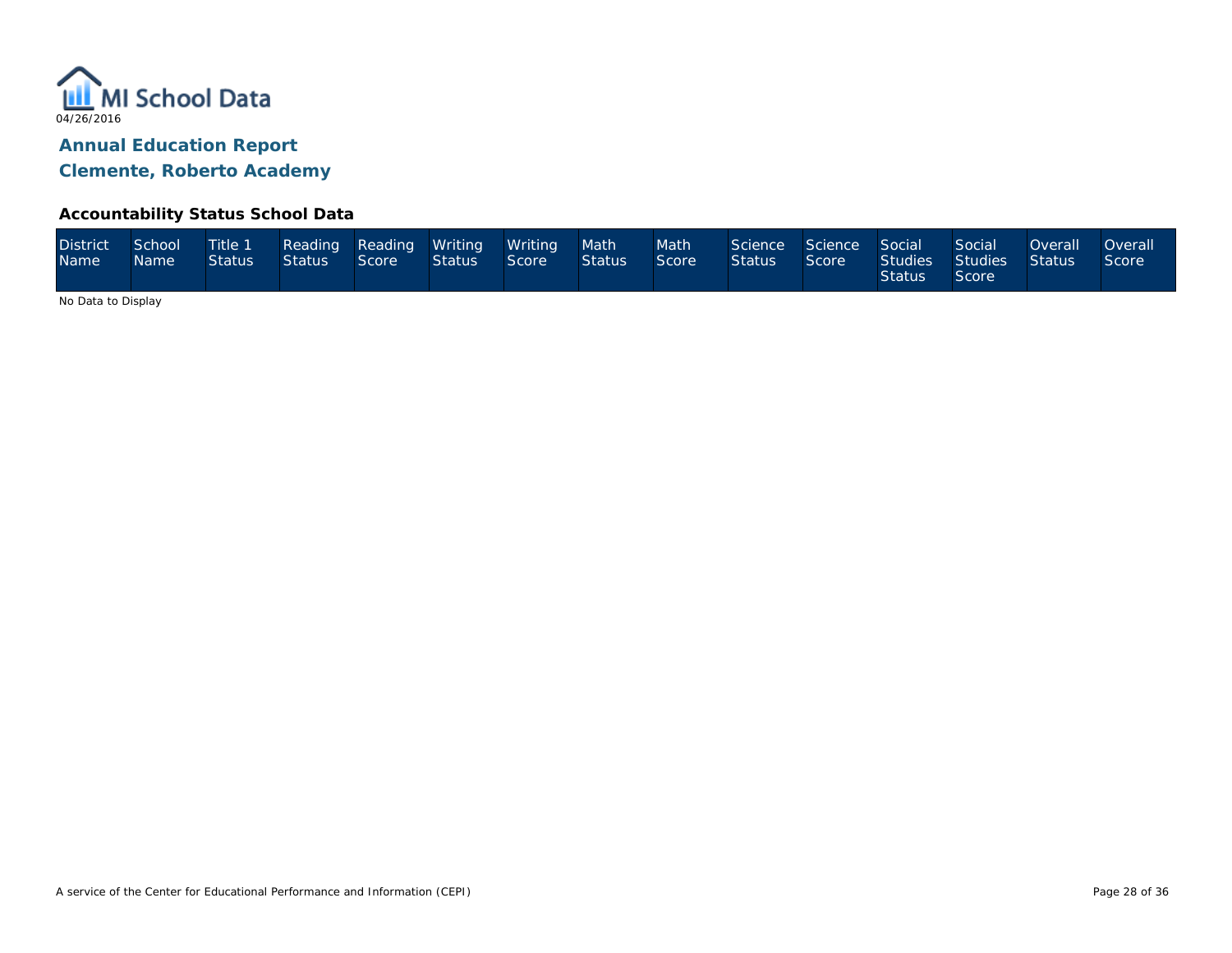MI School Data

04/26/2016

## Annual Education Report

## Clemente, Roberto Academy

### Accountability Status School Data

| District Name | School Name | Title 1 Status | Reading Status | Reading Score | Writing Status | Writing Score | Math Status | Math Score | Science Status | Science Score | Social Studies Status | Social Studies Score | Overall Status | Overall Score |
|---|---|---|---|---|---|---|---|---|---|---|---|---|---|---|

No Data to Display

A service of the Center for Educational Performance and Information (CEPI)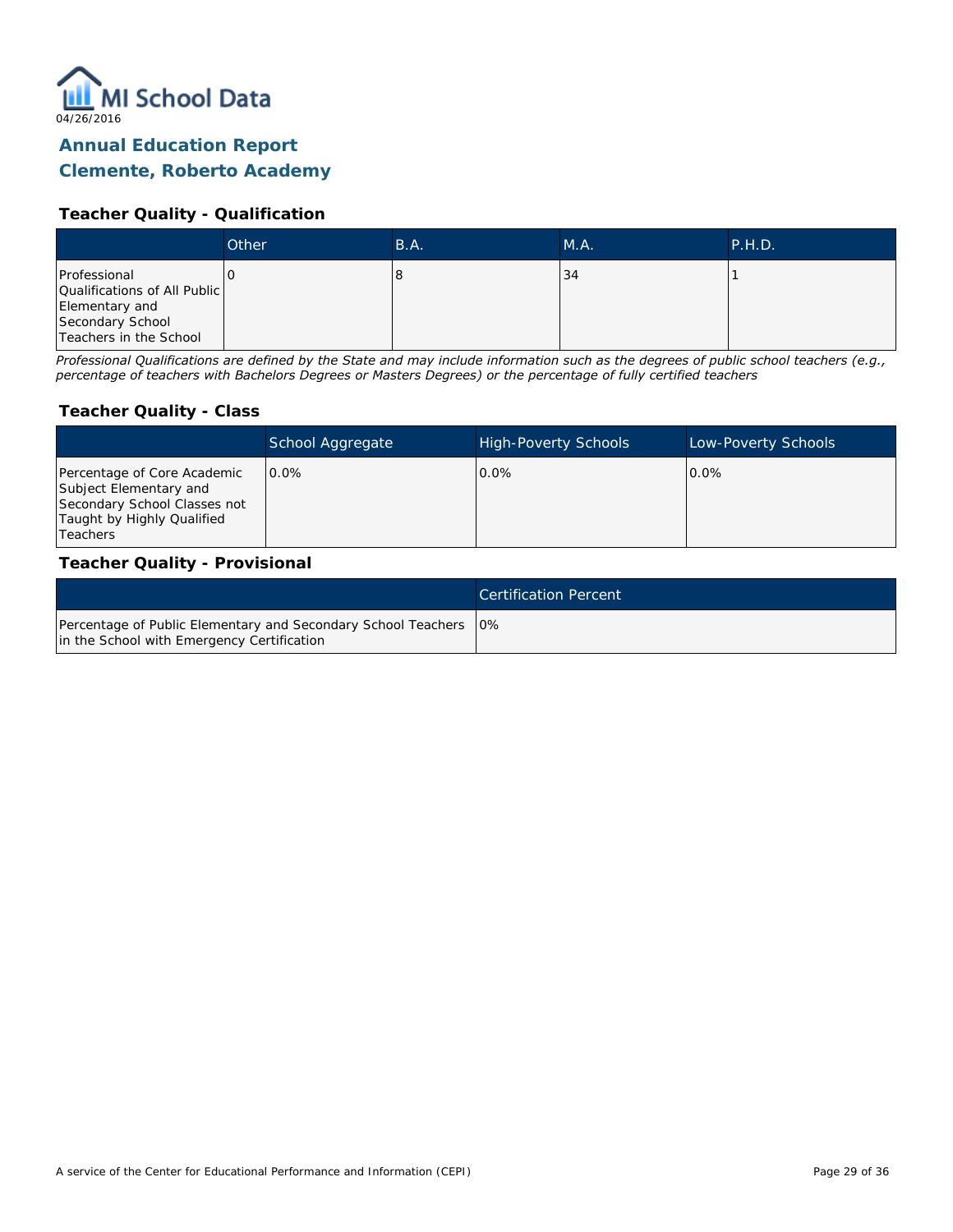MI School Data

04/26/2016

## Annual Education Report
## Clemente, Roberto Academy

### Teacher Quality - Qualification

| | Other | B.A. | M.A. | P.H.D. |
|---|---|---|---|---|
| Professional Qualifications of All Public Elementary and Secondary School Teachers in the School | 0 | 8 | 34 | 1 |

*Professional Qualifications are defined by the State and may include information such as the degrees of public school teachers (e.g., percentage of teachers with Bachelors Degrees or Masters Degrees) or the percentage of fully certified teachers*

### Teacher Quality - Class

| | School Aggregate | High-Poverty Schools | Low-Poverty Schools |
|---|---|---|---|
| Percentage of Core Academic Subject Elementary and Secondary School Classes not Taught by Highly Qualified Teachers | 0.0% | 0.0% | 0.0% |

### Teacher Quality - Provisional

| | Certification Percent |
|---|---|
| Percentage of Public Elementary and Secondary School Teachers in the School with Emergency Certification | 0% |

A service of the Center for Educational Performance and Information (CEPI)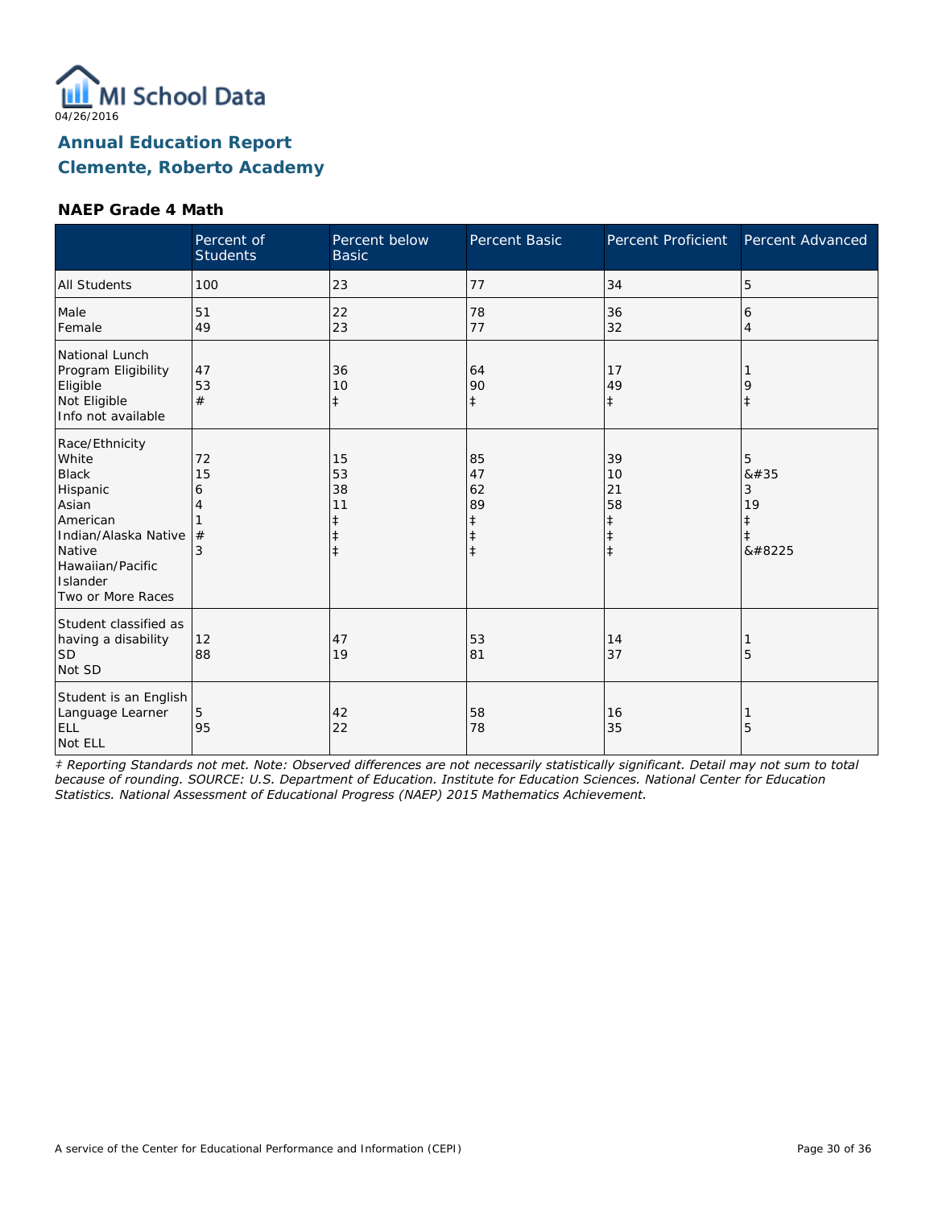04/26/2016

# Annual Education Report
## Clemente, Roberto Academy

### NAEP Grade 4 Math

| | Percent of Students | Percent below Basic | Percent Basic | Percent Proficient | Percent Advanced |
|---|---|---|---|---|---|
| All Students | 100 | 23 | 77 | 34 | 5 |
| Male | 51 | 22 | 78 | 36 | 6 |
| Female | 49 | 23 | 77 | 32 | 4 |
| National Lunch Program Eligibility | | | | | |
| Eligible | 47 | 36 | 64 | 17 | 1 |
| Not Eligible | 53 | 10 | 90 | 49 | 9 |
| Info not available | # | ‡ | ‡ | ‡ | ‡ |
| Race/Ethnicity | | | | | |
| White | 72 | 15 | 85 | 39 | 5 |
| Black | 15 | 53 | 47 | 10 | &#35 |
| Hispanic | 6 | 38 | 62 | 21 | 3 |
| Asian | 4 | 11 | 89 | 58 | 19 |
| American Indian/Alaska Native | 1 | ‡ | ‡ | ‡ | ‡ |
| Native Hawaiian/Pacific Islander | # | ‡ | ‡ | ‡ | ‡ |
| Two or More Races | 3 | ‡ | ‡ | ‡ | &#8225 |
| Student classified as having a disability | | | | | |
| SD | 12 | 47 | 53 | 14 | 1 |
| Not SD | 88 | 19 | 81 | 37 | 5 |
| Student is an English Language Learner | | | | | |
| ELL | 5 | 42 | 58 | 16 | 1 |
| Not ELL | 95 | 22 | 78 | 35 | 5 |

*‡ Reporting Standards not met. Note: Observed differences are not necessarily statistically significant. Detail may not sum to total because of rounding. SOURCE: U.S. Department of Education. Institute for Education Sciences. National Center for Education Statistics. National Assessment of Educational Progress (NAEP) 2015 Mathematics Achievement.*

A service of the Center for Educational Performance and Information (CEPI)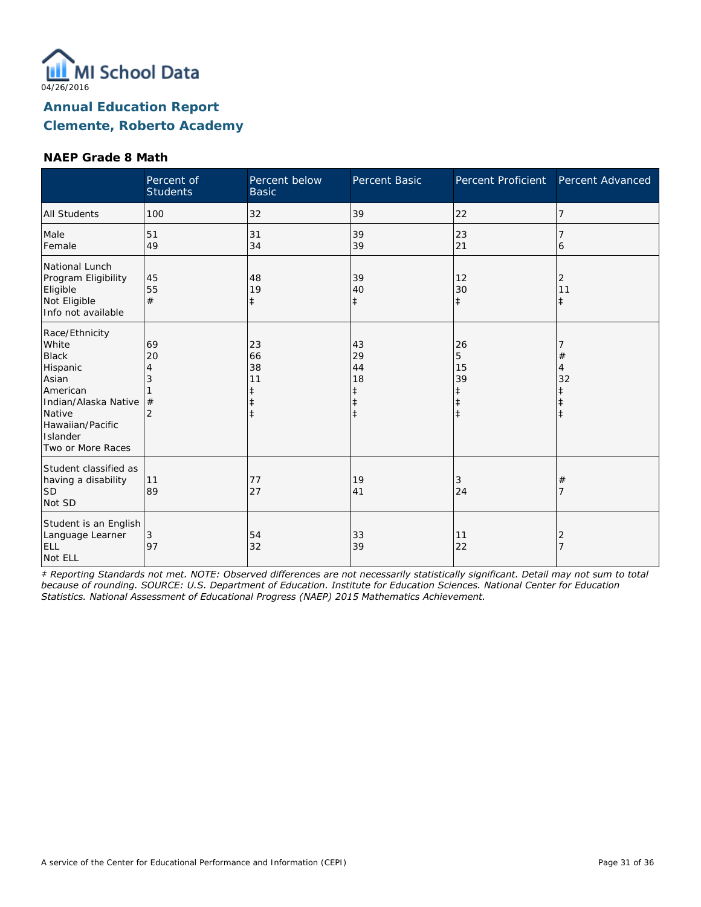04/26/2016

## Annual Education Report
## Clemente, Roberto Academy

### NAEP Grade 8 Math

| | Percent of Students | Percent below Basic | Percent Basic | Percent Proficient | Percent Advanced |
|---|---|---|---|---|---|
| All Students | 100 | 32 | 39 | 22 | 7 |
| Male | 51 | 31 | 39 | 23 | 7 |
| Female | 49 | 34 | 39 | 21 | 6 |
| National Lunch Program Eligibility | | | | | |
| Eligible | 45 | 48 | 39 | 12 | 2 |
| Not Eligible | 55 | 19 | 40 | 30 | 11 |
| Info not available | # | ‡ | ‡ | ‡ | ‡ |
| Race/Ethnicity | | | | | |
| White | 69 | 23 | 43 | 26 | 7 |
| Black | 20 | 66 | 29 | 5 | # |
| Hispanic | 4 | 38 | 44 | 15 | 4 |
| Asian | 3 | 11 | 18 | 39 | 32 |
| American Indian/Alaska Native | 1 | ‡ | ‡ | ‡ | ‡ |
| Native Hawaiian/Pacific Islander | # | ‡ | ‡ | ‡ | ‡ |
| Two or More Races | 2 | ‡ | ‡ | ‡ | ‡ |
| Student classified as having a disability | | | | | |
| SD | 11 | 77 | 19 | 3 | # |
| Not SD | 89 | 27 | 41 | 24 | 7 |
| Student is an English Language Learner | | | | | |
| ELL | 3 | 54 | 33 | 11 | 2 |
| Not ELL | 97 | 32 | 39 | 22 | 7 |

*‡ Reporting Standards not met. NOTE: Observed differences are not necessarily statistically significant. Detail may not sum to total because of rounding. SOURCE: U.S. Department of Education. Institute for Education Sciences. National Center for Education Statistics. National Assessment of Educational Progress (NAEP) 2015 Mathematics Achievement.*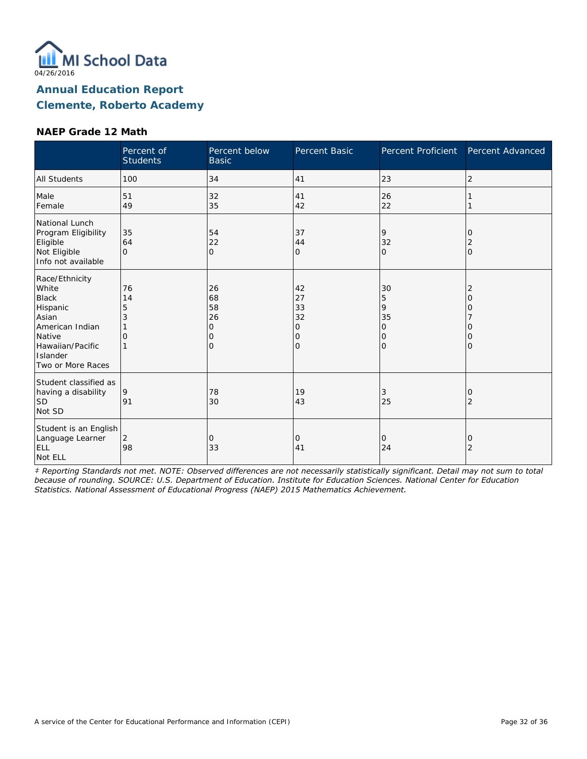04/26/2016

# Annual Education Report
# Clemente, Roberto Academy

### NAEP Grade 12 Math

| | Percent of Students | Percent below Basic | Percent Basic | Percent Proficient | Percent Advanced |
|---|---|---|---|---|---|
| All Students | 100 | 34 | 41 | 23 | 2 |
| Male | 51 | 32 | 41 | 26 | 1 |
| Female | 49 | 35 | 42 | 22 | 1 |
| National Lunch Program Eligibility | | | | | |
| Eligible | 35 | 54 | 37 | 9 | 0 |
| Not Eligible | 64 | 22 | 44 | 32 | 2 |
| Info not available | 0 | 0 | 0 | 0 | 0 |
| Race/Ethnicity | | | | | |
| White | 76 | 26 | 42 | 30 | 2 |
| Black | 14 | 68 | 27 | 5 | 0 |
| Hispanic | 5 | 58 | 33 | 9 | 0 |
| Asian | 3 | 26 | 32 | 35 | 7 |
| American Indian | 1 | 0 | 0 | 0 | 0 |
| Native Hawaiian/Pacific Islander | 0 | 0 | 0 | 0 | 0 |
| Two or More Races | 1 | 0 | 0 | 0 | 0 |
| Student classified as having a disability | | | | | |
| SD | 9 | 78 | 19 | 3 | 0 |
| Not SD | 91 | 30 | 43 | 25 | 2 |
| Student is an English Language Learner | | | | | |
| ELL | 2 | 0 | 0 | 0 | 0 |
| Not ELL | 98 | 33 | 41 | 24 | 2 |

*‡ Reporting Standards not met. NOTE: Observed differences are not necessarily statistically significant. Detail may not sum to total because of rounding. SOURCE: U.S. Department of Education. Institute for Education Sciences. National Center for Education Statistics. National Assessment of Educational Progress (NAEP) 2015 Mathematics Achievement.*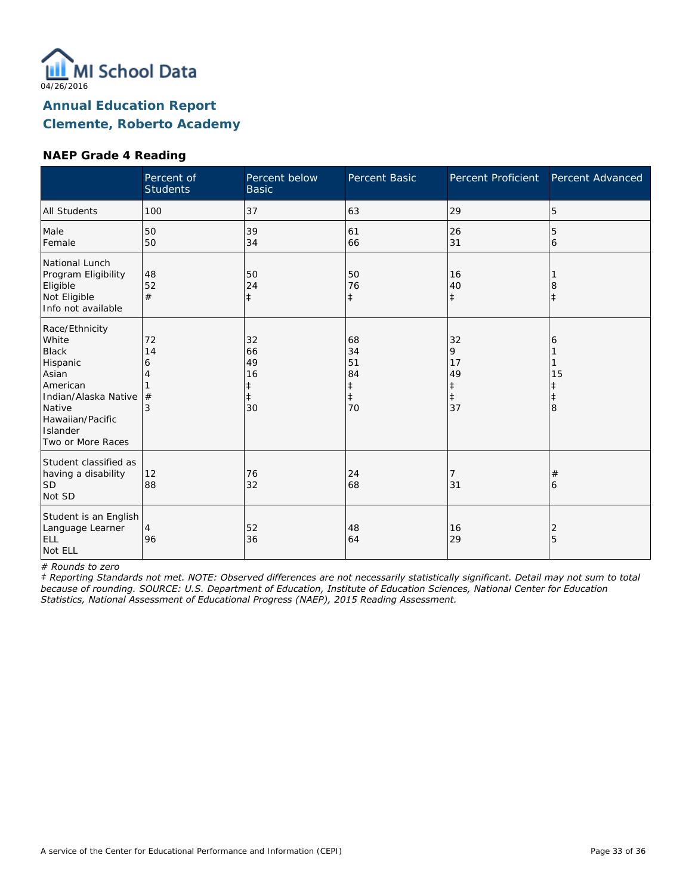MI School Data
04/26/2016

## Annual Education Report
## Clemente, Roberto Academy

### NAEP Grade 4 Reading

| | Percent of Students | Percent below Basic | Percent Basic | Percent Proficient | Percent Advanced |
|---|---|---|---|---|---|
| All Students | 100 | 37 | 63 | 29 | 5 |
| Male | 50 | 39 | 61 | 26 | 5 |
| Female | 50 | 34 | 66 | 31 | 6 |
| National Lunch Program Eligibility | | | | | |
| Eligible | 48 | 50 | 50 | 16 | 1 |
| Not Eligible | 52 | 24 | 76 | 40 | 8 |
| Info not available | # | ‡ | ‡ | ‡ | ‡ |
| Race/Ethnicity | | | | | |
| White | 72 | 32 | 68 | 32 | 6 |
| Black | 14 | 66 | 34 | 9 | 1 |
| Hispanic | 6 | 49 | 51 | 17 | 1 |
| Asian | 4 | 16 | 84 | 49 | 15 |
| American Indian/Alaska Native | 1 | ‡ | ‡ | ‡ | ‡ |
| Native Hawaiian/Pacific Islander | # | ‡ | ‡ | ‡ | ‡ |
| Two or More Races | 3 | 30 | 70 | 37 | 8 |
| Student classified as having a disability | | | | | |
| SD | 12 | 76 | 24 | 7 | # |
| Not SD | 88 | 32 | 68 | 31 | 6 |
| Student is an English Language Learner | | | | | |
| ELL | 4 | 52 | 48 | 16 | 2 |
| Not ELL | 96 | 36 | 64 | 29 | 5 |

*# Rounds to zero*

*‡ Reporting Standards not met. NOTE: Observed differences are not necessarily statistically significant. Detail may not sum to total because of rounding. SOURCE: U.S. Department of Education, Institute of Education Sciences, National Center for Education Statistics, National Assessment of Educational Progress (NAEP), 2015 Reading Assessment.*

A service of the Center for Educational Performance and Information (CEPI)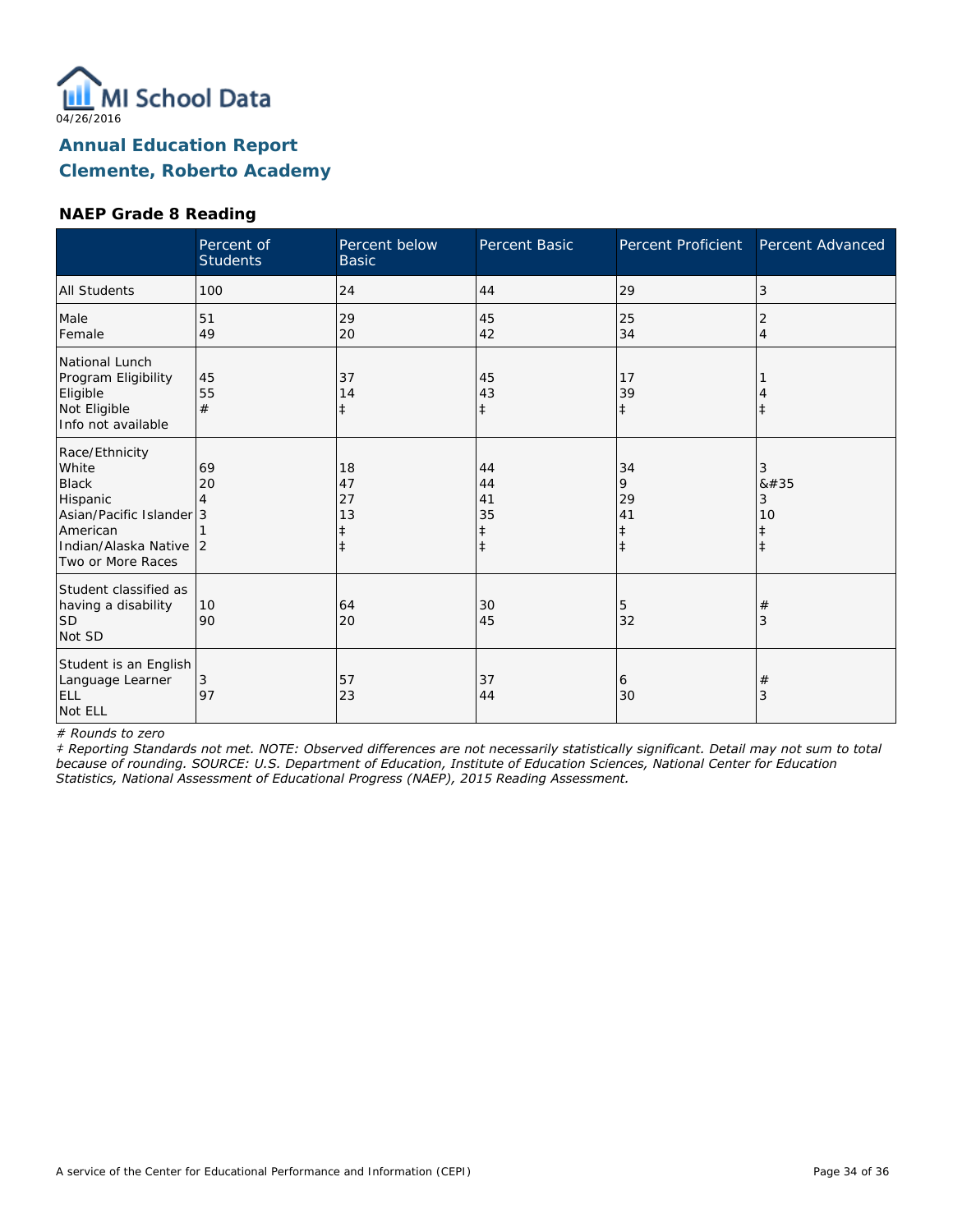MI School Data
04/26/2016

# Annual Education Report
# Clemente, Roberto Academy

### NAEP Grade 8 Reading

| | Percent of Students | Percent below Basic | Percent Basic | Percent Proficient | Percent Advanced |
|---|---|---|---|---|---|
| All Students | 100 | 24 | 44 | 29 | 3 |
| Male | 51 | 29 | 45 | 25 | 2 |
| Female | 49 | 20 | 42 | 34 | 4 |
| National Lunch Program Eligibility | | | | | |
| Eligible | 45 | 37 | 45 | 17 | 1 |
| Not Eligible | 55 | 14 | 43 | 39 | 4 |
| Info not available | # | ‡ | ‡ | ‡ | ‡ |
| Race/Ethnicity | | | | | |
| White | 69 | 18 | 44 | 34 | 3 |
| Black | 20 | 47 | 44 | 9 | &#35 |
| Hispanic | 4 | 27 | 41 | 29 | 3 |
| Asian/Pacific Islander | 3 | 13 | 35 | 41 | 10 |
| American Indian/Alaska Native | 1 | ‡ | ‡ | ‡ | ‡ |
| Two or More Races | 2 | ‡ | ‡ | ‡ | ‡ |
| Student classified as having a disability | | | | | |
| SD | 10 | 64 | 30 | 5 | # |
| Not SD | 90 | 20 | 45 | 32 | 3 |
| Student is an English Language Learner | | | | | |
| ELL | 3 | 57 | 37 | 6 | # |
| Not ELL | 97 | 23 | 44 | 30 | 3 |

*# Rounds to zero*

*‡ Reporting Standards not met. NOTE: Observed differences are not necessarily statistically significant. Detail may not sum to total because of rounding. SOURCE: U.S. Department of Education, Institute of Education Sciences, National Center for Education Statistics, National Assessment of Educational Progress (NAEP), 2015 Reading Assessment.*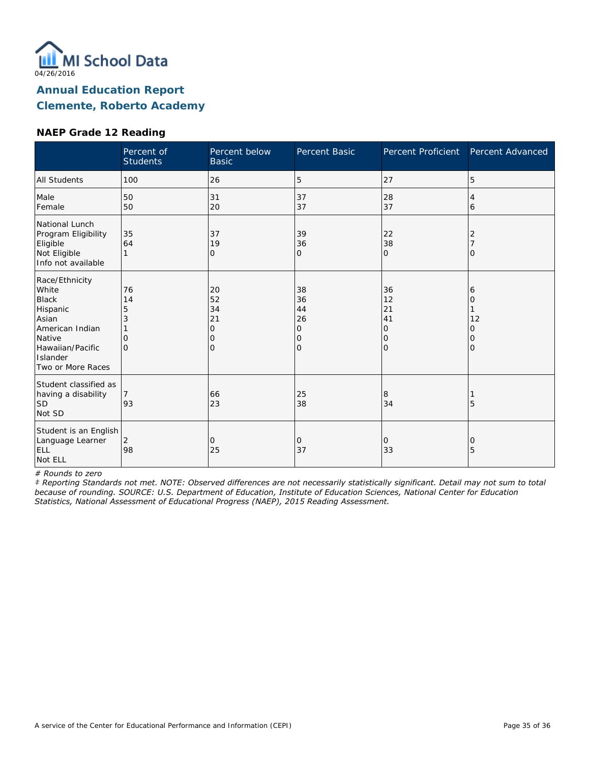MI School Data
04/26/2016

## Annual Education Report
## Clemente, Roberto Academy

### NAEP Grade 12 Reading

| | Percent of Students | Percent below Basic | Percent Basic | Percent Proficient | Percent Advanced |
|---|---|---|---|---|---|
| All Students | 100 | 26 | 5 | 27 | 5 |
| Male | 50 | 31 | 37 | 28 | 4 |
| Female | 50 | 20 | 37 | 37 | 6 |
| National Lunch Program Eligibility | | | | | |
| Eligible | 35 | 37 | 39 | 22 | 2 |
| Not Eligible | 64 | 19 | 36 | 38 | 7 |
| Info not available | 1 | 0 | 0 | 0 | 0 |
| Race/Ethnicity | | | | | |
| White | 76 | 20 | 38 | 36 | 6 |
| Black | 14 | 52 | 36 | 12 | 0 |
| Hispanic | 5 | 34 | 44 | 21 | 1 |
| Asian | 3 | 21 | 26 | 41 | 12 |
| American Indian | 1 | 0 | 0 | 0 | 0 |
| Native Hawaiian/Pacific Islander | 0 | 0 | 0 | 0 | 0 |
| Two or More Races | 0 | 0 | 0 | 0 | 0 |
| Student classified as having a disability | | | | | |
| SD | 7 | 66 | 25 | 8 | 1 |
| Not SD | 93 | 23 | 38 | 34 | 5 |
| Student is an English Language Learner | | | | | |
| ELL | 2 | 0 | 0 | 0 | 0 |
| Not ELL | 98 | 25 | 37 | 33 | 5 |

*# Rounds to zero*

*‡ Reporting Standards not met. NOTE: Observed differences are not necessarily statistically significant. Detail may not sum to total because of rounding. SOURCE: U.S. Department of Education, Institute of Education Sciences, National Center for Education Statistics, National Assessment of Educational Progress (NAEP), 2015 Reading Assessment.*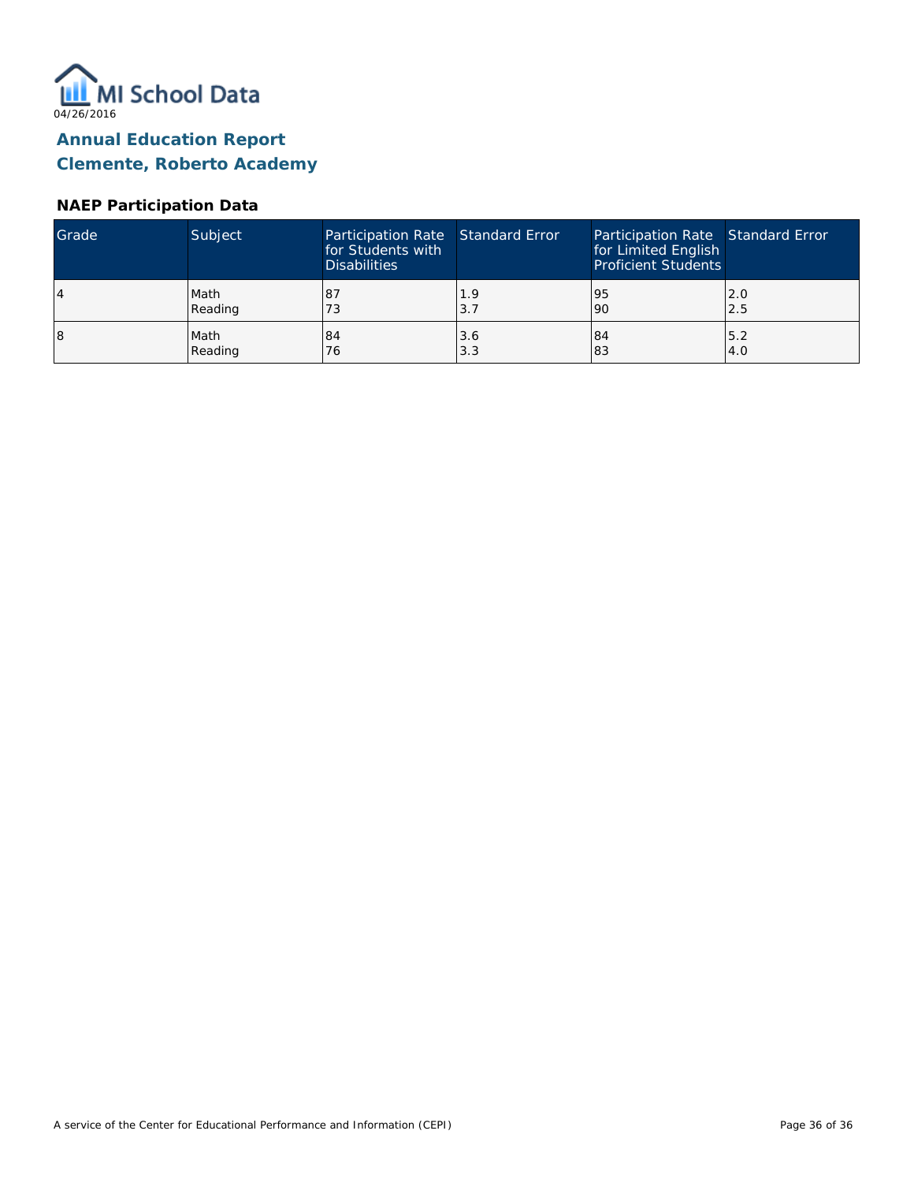MI School Data

04/26/2016

## Annual Education Report
## Clemente, Roberto Academy

### NAEP Participation Data

| Grade | Subject | Participation Rate for Students with Disabilities | Standard Error | Participation Rate for Limited English Proficient Students | Standard Error |
|---|---|---|---|---|---|
| 4 | Math<br>Reading | 87<br>73 | 1.9<br>3.7 | 95<br>90 | 2.0<br>2.5 |
| 8 | Math<br>Reading | 84<br>76 | 3.6<br>3.3 | 84<br>83 | 5.2<br>4.0 |

A service of the Center for Educational Performance and Information (CEPI)